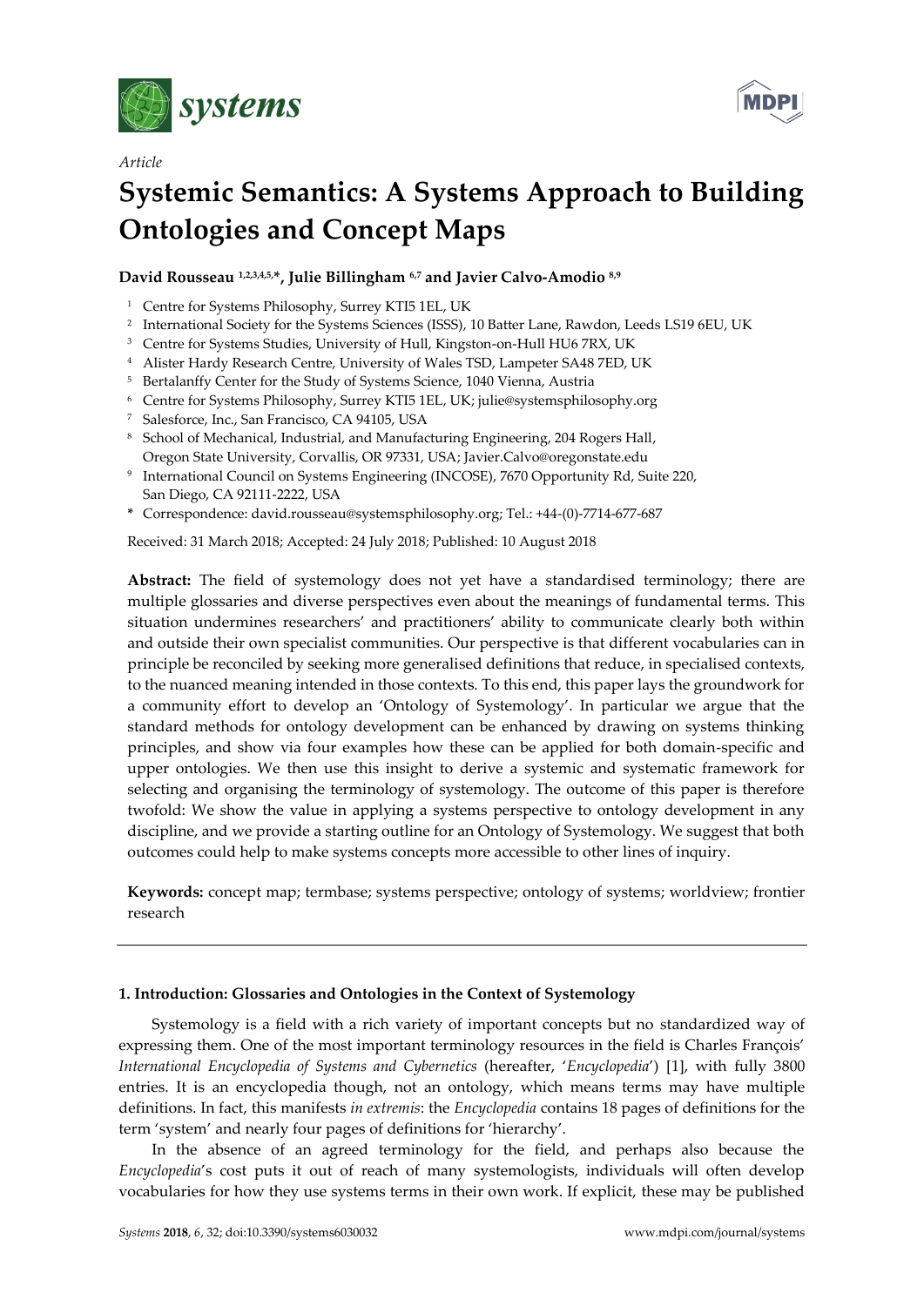*Article*

# Systemic Semantics: A Systems Approach to Building Ontologies and Concept Maps

**David Rousseau [1,2,3,4,5,*], Julie Billingham [6,7] and Javier Calvo-Amodio [8,9]**

1. Centre for Systems Philosophy, Surrey KTI5 1EL, UK
2. International Society for the Systems Sciences (ISSS), 10 Batter Lane, Rawdon, Leeds LS19 6EU, UK
3. Centre for Systems Studies, University of Hull, Kingston-on-Hull HU6 7RX, UK
4. Alister Hardy Research Centre, University of Wales TSD, Lampeter SA48 7ED, UK
5. Bertalanffy Center for the Study of Systems Science, 1040 Vienna, Austria
6. Centre for Systems Philosophy, Surrey KTI5 1EL, UK; julie@systemsphilosophy.org
7. Salesforce, Inc., San Francisco, CA 94105, USA
8. School of Mechanical, Industrial, and Manufacturing Engineering, 204 Rogers Hall, Oregon State University, Corvallis, OR 97331, USA; Javier.Calvo@oregonstate.edu
9. International Council on Systems Engineering (INCOSE), 7670 Opportunity Rd, Suite 220, San Diego, CA 92111-2222, USA

\* Correspondence: david.rousseau@systemsphilosophy.org; Tel.: +44-(0)-7714-677-687

Received: 31 March 2018; Accepted: 24 July 2018; Published: 10 August 2018

**Abstract:** The field of systemology does not yet have a standardised terminology; there are multiple glossaries and diverse perspectives even about the meanings of fundamental terms. This situation undermines researchers' and practitioners' ability to communicate clearly both within and outside their own specialist communities. Our perspective is that different vocabularies can in principle be reconciled by seeking more generalised definitions that reduce, in specialised contexts, to the nuanced meaning intended in those contexts. To this end, this paper lays the groundwork for a community effort to develop an 'Ontology of Systemology'. In particular we argue that the standard methods for ontology development can be enhanced by drawing on systems thinking principles, and show via four examples how these can be applied for both domain-specific and upper ontologies. We then use this insight to derive a systemic and systematic framework for selecting and organising the terminology of systemology. The outcome of this paper is therefore twofold: We show the value in applying a systems perspective to ontology development in any discipline, and we provide a starting outline for an Ontology of Systemology. We suggest that both outcomes could help to make systems concepts more accessible to other lines of inquiry.

**Keywords:** concept map; termbase; systems perspective; ontology of systems; worldview; frontier research

## 1. Introduction: Glossaries and Ontologies in the Context of Systemology

Systemology is a field with a rich variety of important concepts but no standardized way of expressing them. One of the most important terminology resources in the field is Charles François' *International Encyclopedia of Systems and Cybernetics* (hereafter, '*Encyclopedia*') [1], with fully 3800 entries. It is an encyclopedia though, not an ontology, which means terms may have multiple definitions. In fact, this manifests *in extremis*: the *Encyclopedia* contains 18 pages of definitions for the term 'system' and nearly four pages of definitions for 'hierarchy'.

In the absence of an agreed terminology for the field, and perhaps also because the *Encyclopedia*'s cost puts it out of reach of many systemologists, individuals will often develop vocabularies for how they use systems terms in their own work. If explicit, these may be published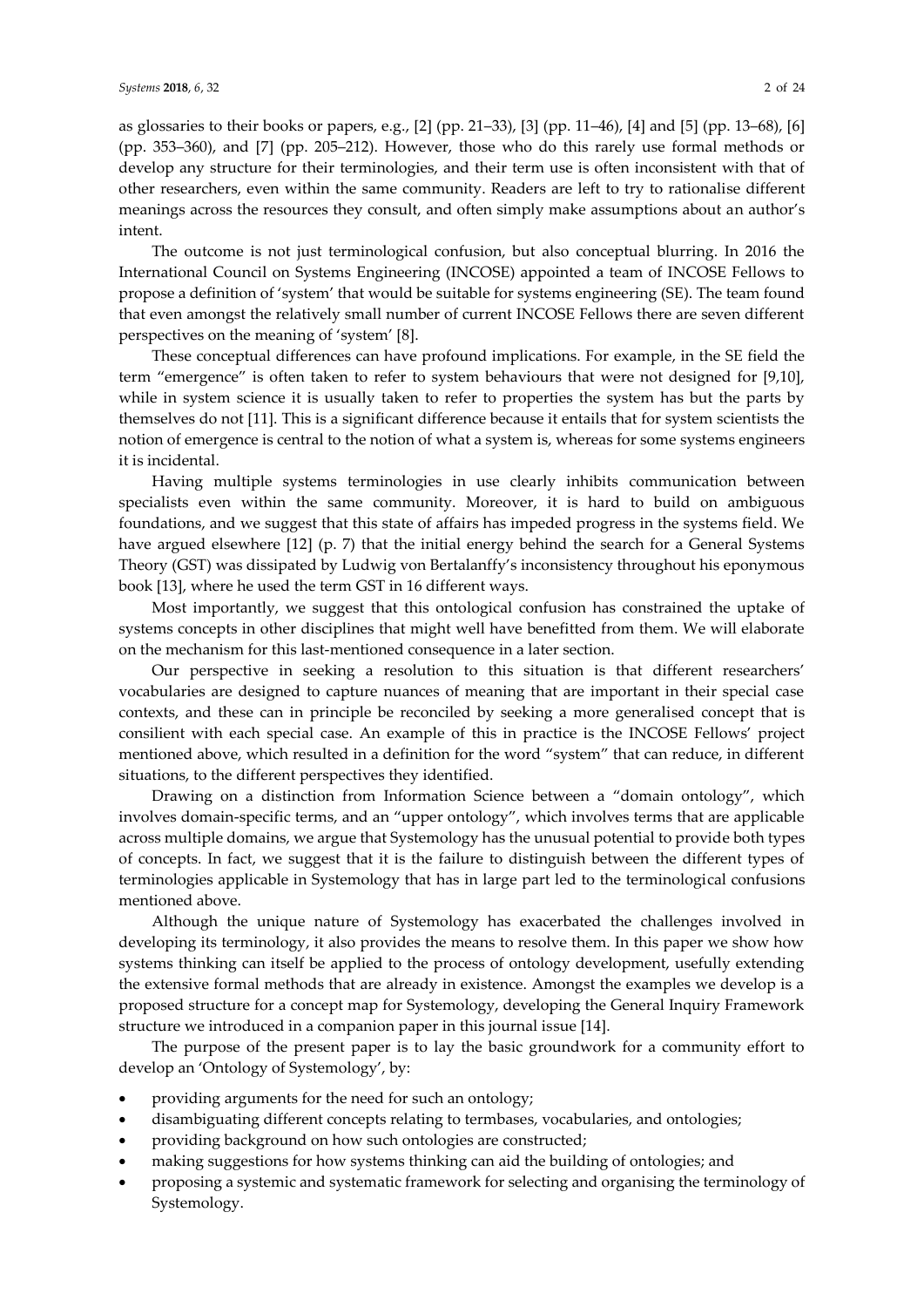as glossaries to their books or papers, e.g., [2] (pp. 21–33), [3] (pp. 11–46), [4] and [5] (pp. 13–68), [6] (pp. 353–360), and [7] (pp. 205–212). However, those who do this rarely use formal methods or develop any structure for their terminologies, and their term use is often inconsistent with that of other researchers, even within the same community. Readers are left to try to rationalise different meanings across the resources they consult, and often simply make assumptions about an author's intent.

The outcome is not just terminological confusion, but also conceptual blurring. In 2016 the International Council on Systems Engineering (INCOSE) appointed a team of INCOSE Fellows to propose a definition of 'system' that would be suitable for systems engineering (SE). The team found that even amongst the relatively small number of current INCOSE Fellows there are seven different perspectives on the meaning of 'system' [8].

These conceptual differences can have profound implications. For example, in the SE field the term "emergence" is often taken to refer to system behaviours that were not designed for [9,10], while in system science it is usually taken to refer to properties the system has but the parts by themselves do not [11]. This is a significant difference because it entails that for system scientists the notion of emergence is central to the notion of what a system is, whereas for some systems engineers it is incidental.

Having multiple systems terminologies in use clearly inhibits communication between specialists even within the same community. Moreover, it is hard to build on ambiguous foundations, and we suggest that this state of affairs has impeded progress in the systems field. We have argued elsewhere [12] (p. 7) that the initial energy behind the search for a General Systems Theory (GST) was dissipated by Ludwig von Bertalanffy's inconsistency throughout his eponymous book [13], where he used the term GST in 16 different ways.

Most importantly, we suggest that this ontological confusion has constrained the uptake of systems concepts in other disciplines that might well have benefitted from them. We will elaborate on the mechanism for this last-mentioned consequence in a later section.

Our perspective in seeking a resolution to this situation is that different researchers' vocabularies are designed to capture nuances of meaning that are important in their special case contexts, and these can in principle be reconciled by seeking a more generalised concept that is consilient with each special case. An example of this in practice is the INCOSE Fellows' project mentioned above, which resulted in a definition for the word "system" that can reduce, in different situations, to the different perspectives they identified.

Drawing on a distinction from Information Science between a "domain ontology", which involves domain-specific terms, and an "upper ontology", which involves terms that are applicable across multiple domains, we argue that Systemology has the unusual potential to provide both types of concepts. In fact, we suggest that it is the failure to distinguish between the different types of terminologies applicable in Systemology that has in large part led to the terminological confusions mentioned above.

Although the unique nature of Systemology has exacerbated the challenges involved in developing its terminology, it also provides the means to resolve them. In this paper we show how systems thinking can itself be applied to the process of ontology development, usefully extending the extensive formal methods that are already in existence. Amongst the examples we develop is a proposed structure for a concept map for Systemology, developing the General Inquiry Framework structure we introduced in a companion paper in this journal issue [14].

The purpose of the present paper is to lay the basic groundwork for a community effort to develop an 'Ontology of Systemology', by:

- providing arguments for the need for such an ontology;
- disambiguating different concepts relating to termbases, vocabularies, and ontologies;
- providing background on how such ontologies are constructed;
- making suggestions for how systems thinking can aid the building of ontologies; and
- proposing a systemic and systematic framework for selecting and organising the terminology of Systemology.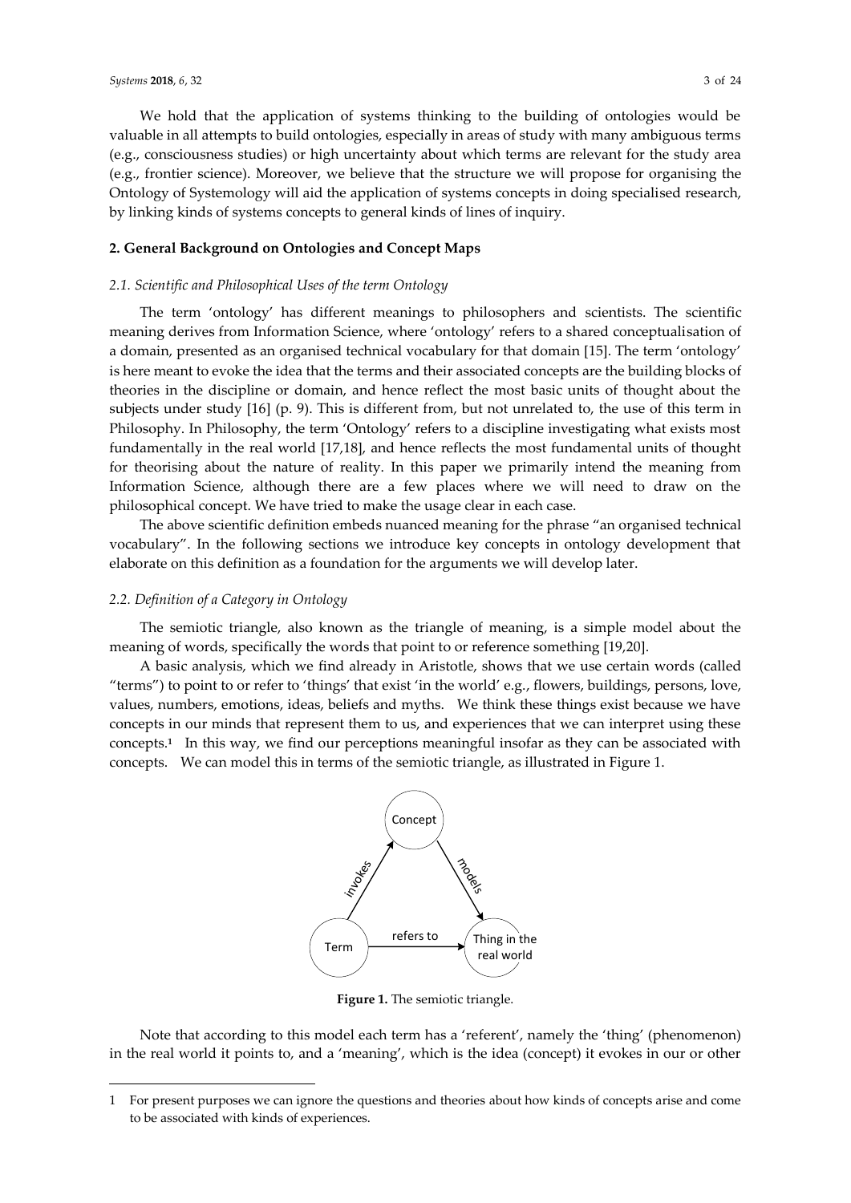We hold that the application of systems thinking to the building of ontologies would be valuable in all attempts to build ontologies, especially in areas of study with many ambiguous terms (e.g., consciousness studies) or high uncertainty about which terms are relevant for the study area (e.g., frontier science). Moreover, we believe that the structure we will propose for organising the Ontology of Systemology will aid the application of systems concepts in doing specialised research, by linking kinds of systems concepts to general kinds of lines of inquiry.

## 2. General Background on Ontologies and Concept Maps

### *2.1. Scientific and Philosophical Uses of the term Ontology*

The term 'ontology' has different meanings to philosophers and scientists. The scientific meaning derives from Information Science, where 'ontology' refers to a shared conceptualisation of a domain, presented as an organised technical vocabulary for that domain [15]. The term 'ontology' is here meant to evoke the idea that the terms and their associated concepts are the building blocks of theories in the discipline or domain, and hence reflect the most basic units of thought about the subjects under study [16] (p. 9). This is different from, but not unrelated to, the use of this term in Philosophy. In Philosophy, the term 'Ontology' refers to a discipline investigating what exists most fundamentally in the real world [17,18], and hence reflects the most fundamental units of thought for theorising about the nature of reality. In this paper we primarily intend the meaning from Information Science, although there are a few places where we will need to draw on the philosophical concept. We have tried to make the usage clear in each case.

The above scientific definition embeds nuanced meaning for the phrase "an organised technical vocabulary". In the following sections we introduce key concepts in ontology development that elaborate on this definition as a foundation for the arguments we will develop later.

### *2.2. Definition of a Category in Ontology*

The semiotic triangle, also known as the triangle of meaning, is a simple model about the meaning of words, specifically the words that point to or reference something [19,20].

A basic analysis, which we find already in Aristotle, shows that we use certain words (called "terms") to point to or refer to 'things' that exist 'in the world' e.g., flowers, buildings, persons, love, values, numbers, emotions, ideas, beliefs and myths. We think these things exist because we have concepts in our minds that represent them to us, and experiences that we can interpret using these concepts.[1] In this way, we find our perceptions meaningful insofar as they can be associated with concepts. We can model this in terms of the semiotic triangle, as illustrated in Figure 1.

Concept

invokes

models

Term

refers to

Thing in the real world

**Figure 1.** The semiotic triangle.

Note that according to this model each term has a 'referent', namely the 'thing' (phenomenon) in the real world it points to, and a 'meaning', which is the idea (concept) it evokes in our or other

---

1 For present purposes we can ignore the questions and theories about how kinds of concepts arise and come to be associated with kinds of experiences.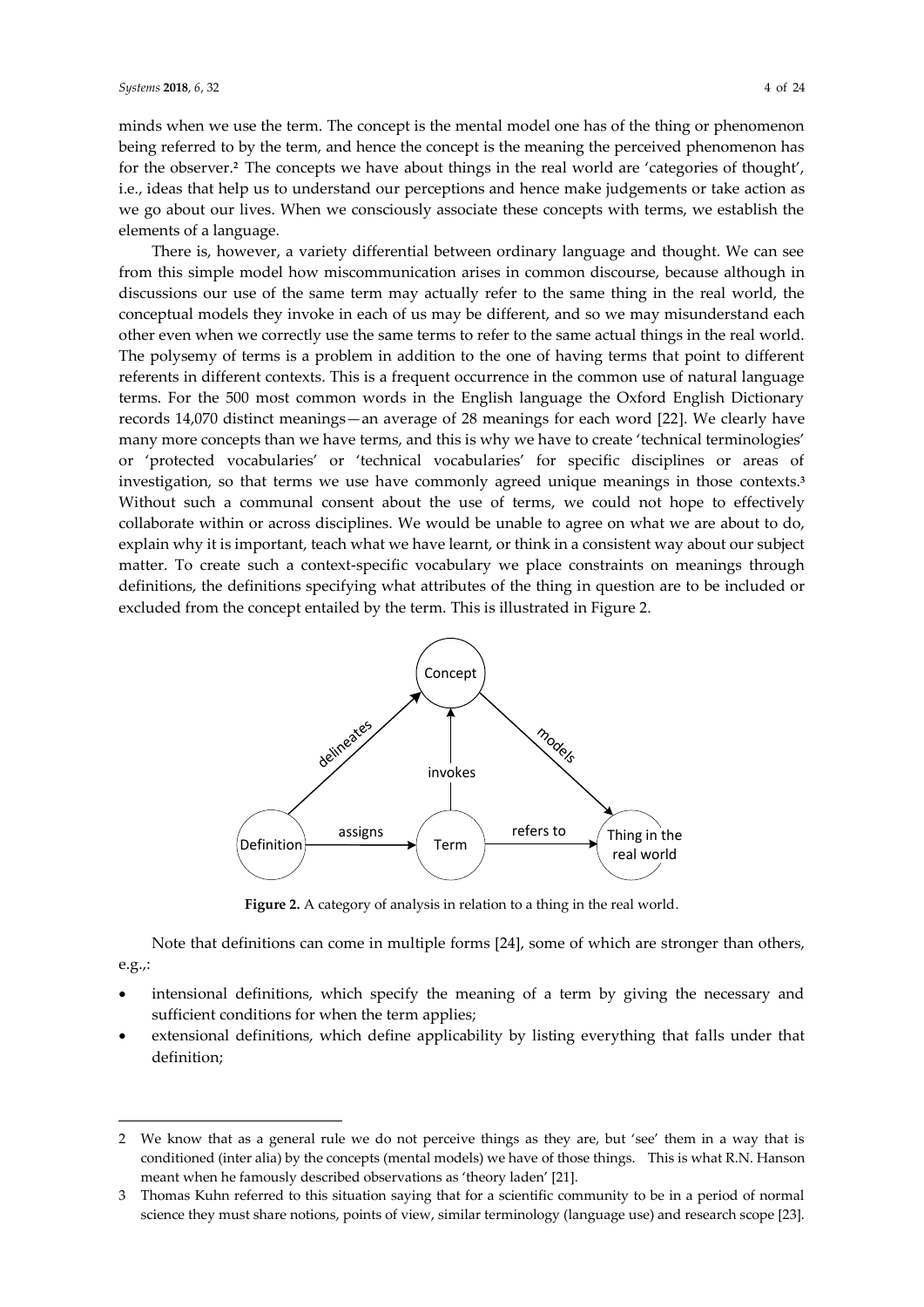minds when we use the term. The concept is the mental model one has of the thing or phenomenon being referred to by the term, and hence the concept is the meaning the perceived phenomenon has for the observer.[2] The concepts we have about things in the real world are 'categories of thought', i.e., ideas that help us to understand our perceptions and hence make judgements or take action as we go about our lives. When we consciously associate these concepts with terms, we establish the elements of a language.

There is, however, a variety differential between ordinary language and thought. We can see from this simple model how miscommunication arises in common discourse, because although in discussions our use of the same term may actually refer to the same thing in the real world, the conceptual models they invoke in each of us may be different, and so we may misunderstand each other even when we correctly use the same terms to refer to the same actual things in the real world. The polysemy of terms is a problem in addition to the one of having terms that point to different referents in different contexts. This is a frequent occurrence in the common use of natural language terms. For the 500 most common words in the English language the Oxford English Dictionary records 14,070 distinct meanings—an average of 28 meanings for each word [22]. We clearly have many more concepts than we have terms, and this is why we have to create 'technical terminologies' or 'protected vocabularies' or 'technical vocabularies' for specific disciplines or areas of investigation, so that terms we use have commonly agreed unique meanings in those contexts.[3] Without such a communal consent about the use of terms, we could not hope to effectively collaborate within or across disciplines. We would be unable to agree on what we are about to do, explain why it is important, teach what we have learnt, or think in a consistent way about our subject matter. To create such a context-specific vocabulary we place constraints on meanings through definitions, the definitions specifying what attributes of the thing in question are to be included or excluded from the concept entailed by the term. This is illustrated in Figure 2.

Concept
delineates
invokes
models
Definition
assigns
Term
refers to
Thing in the real world

**Figure 2.** A category of analysis in relation to a thing in the real world.

Note that definitions can come in multiple forms [24], some of which are stronger than others, e.g.,:

- intensional definitions, which specify the meaning of a term by giving the necessary and sufficient conditions for when the term applies;
- extensional definitions, which define applicability by listing everything that falls under that definition;

---

2 We know that as a general rule we do not perceive things as they are, but 'see' them in a way that is conditioned (inter alia) by the concepts (mental models) we have of those things. This is what R.N. Hanson meant when he famously described observations as 'theory laden' [21].

3 Thomas Kuhn referred to this situation saying that for a scientific community to be in a period of normal science they must share notions, points of view, similar terminology (language use) and research scope [23].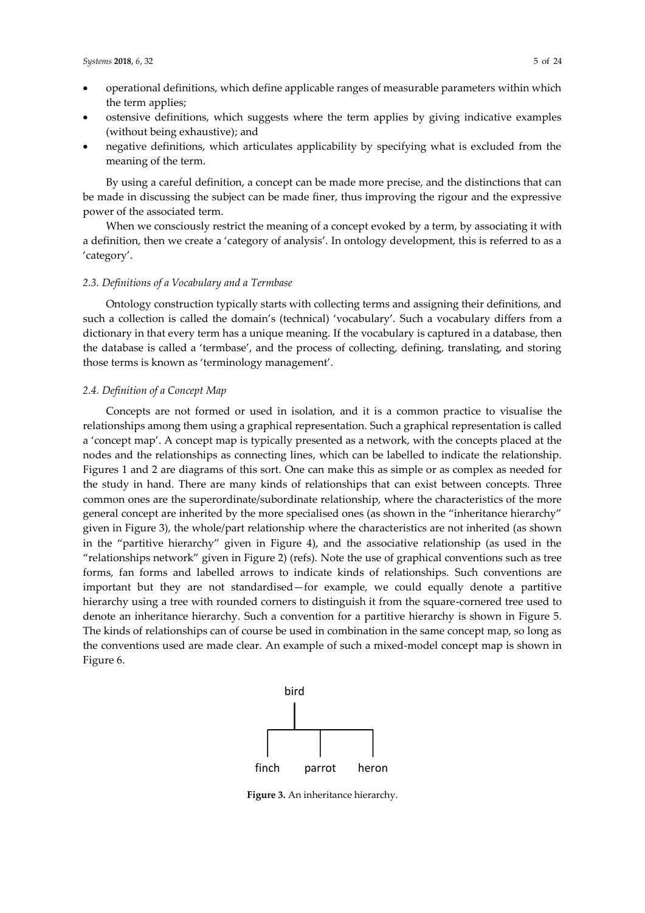- operational definitions, which define applicable ranges of measurable parameters within which the term applies;
- ostensive definitions, which suggests where the term applies by giving indicative examples (without being exhaustive); and
- negative definitions, which articulates applicability by specifying what is excluded from the meaning of the term.

By using a careful definition, a concept can be made more precise, and the distinctions that can be made in discussing the subject can be made finer, thus improving the rigour and the expressive power of the associated term.

When we consciously restrict the meaning of a concept evoked by a term, by associating it with a definition, then we create a 'category of analysis'. In ontology development, this is referred to as a 'category'.

### *2.3. Definitions of a Vocabulary and a Termbase*

Ontology construction typically starts with collecting terms and assigning their definitions, and such a collection is called the domain's (technical) 'vocabulary'. Such a vocabulary differs from a dictionary in that every term has a unique meaning. If the vocabulary is captured in a database, then the database is called a 'termbase', and the process of collecting, defining, translating, and storing those terms is known as 'terminology management'.

### *2.4. Definition of a Concept Map*

Concepts are not formed or used in isolation, and it is a common practice to visualise the relationships among them using a graphical representation. Such a graphical representation is called a 'concept map'. A concept map is typically presented as a network, with the concepts placed at the nodes and the relationships as connecting lines, which can be labelled to indicate the relationship. Figures 1 and 2 are diagrams of this sort. One can make this as simple or as complex as needed for the study in hand. There are many kinds of relationships that can exist between concepts. Three common ones are the superordinate/subordinate relationship, where the characteristics of the more general concept are inherited by the more specialised ones (as shown in the "inheritance hierarchy" given in Figure 3), the whole/part relationship where the characteristics are not inherited (as shown in the "partitive hierarchy" given in Figure 4), and the associative relationship (as used in the "relationships network" given in Figure 2) (refs). Note the use of graphical conventions such as tree forms, fan forms and labelled arrows to indicate kinds of relationships. Such conventions are important but they are not standardised—for example, we could equally denote a partitive hierarchy using a tree with rounded corners to distinguish it from the square-cornered tree used to denote an inheritance hierarchy. Such a convention for a partitive hierarchy is shown in Figure 5. The kinds of relationships can of course be used in combination in the same concept map, so long as the conventions used are made clear. An example of such a mixed-model concept map is shown in Figure 6.

bird

finch parrot heron

**Figure 3.** An inheritance hierarchy.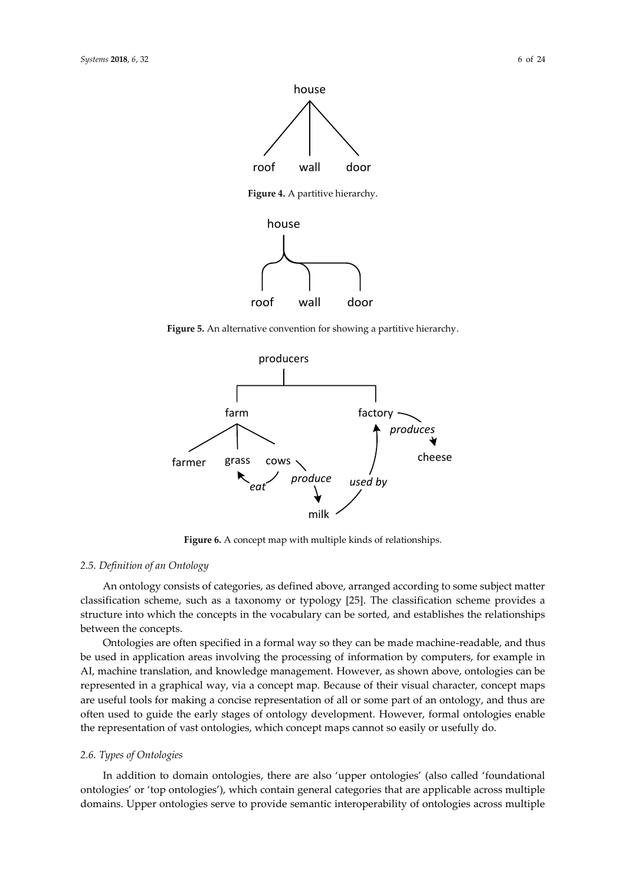**Figure 4.** A partitive hierarchy.

**Figure 5.** An alternative convention for showing a partitive hierarchy.

**Figure 6.** A concept map with multiple kinds of relationships.

### *2.5. Definition of an Ontology*

An ontology consists of categories, as defined above, arranged according to some subject matter classification scheme, such as a taxonomy or typology [25]. The classification scheme provides a structure into which the concepts in the vocabulary can be sorted, and establishes the relationships between the concepts.

Ontologies are often specified in a formal way so they can be made machine-readable, and thus be used in application areas involving the processing of information by computers, for example in AI, machine translation, and knowledge management. However, as shown above, ontologies can be represented in a graphical way, via a concept map. Because of their visual character, concept maps are useful tools for making a concise representation of all or some part of an ontology, and thus are often used to guide the early stages of ontology development. However, formal ontologies enable the representation of vast ontologies, which concept maps cannot so easily or usefully do.

### *2.6. Types of Ontologies*

In addition to domain ontologies, there are also 'upper ontologies' (also called 'foundational ontologies' or 'top ontologies'), which contain general categories that are applicable across multiple domains. Upper ontologies serve to provide semantic interoperability of ontologies across multiple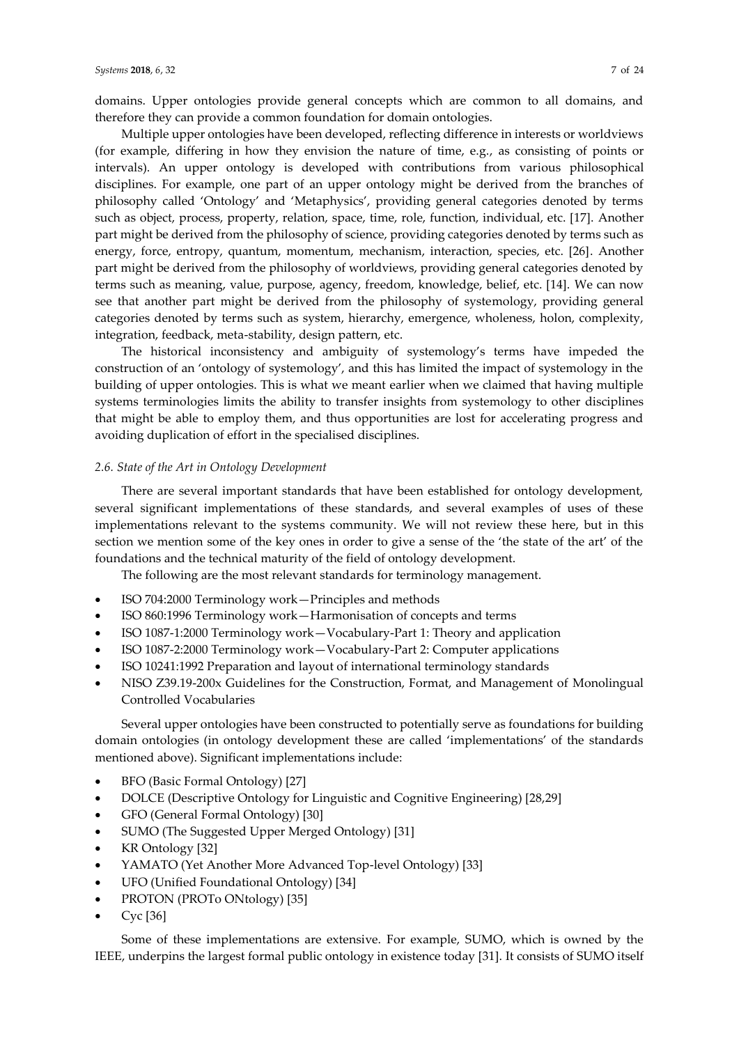domains. Upper ontologies provide general concepts which are common to all domains, and therefore they can provide a common foundation for domain ontologies.

Multiple upper ontologies have been developed, reflecting difference in interests or worldviews (for example, differing in how they envision the nature of time, e.g., as consisting of points or intervals). An upper ontology is developed with contributions from various philosophical disciplines. For example, one part of an upper ontology might be derived from the branches of philosophy called 'Ontology' and 'Metaphysics', providing general categories denoted by terms such as object, process, property, relation, space, time, role, function, individual, etc. [17]. Another part might be derived from the philosophy of science, providing categories denoted by terms such as energy, force, entropy, quantum, momentum, mechanism, interaction, species, etc. [26]. Another part might be derived from the philosophy of worldviews, providing general categories denoted by terms such as meaning, value, purpose, agency, freedom, knowledge, belief, etc. [14]. We can now see that another part might be derived from the philosophy of systemology, providing general categories denoted by terms such as system, hierarchy, emergence, wholeness, holon, complexity, integration, feedback, meta-stability, design pattern, etc.

The historical inconsistency and ambiguity of systemology's terms have impeded the construction of an 'ontology of systemology', and this has limited the impact of systemology in the building of upper ontologies. This is what we meant earlier when we claimed that having multiple systems terminologies limits the ability to transfer insights from systemology to other disciplines that might be able to employ them, and thus opportunities are lost for accelerating progress and avoiding duplication of effort in the specialised disciplines.

### *2.6. State of the Art in Ontology Development*

There are several important standards that have been established for ontology development, several significant implementations of these standards, and several examples of uses of these implementations relevant to the systems community. We will not review these here, but in this section we mention some of the key ones in order to give a sense of the 'the state of the art' of the foundations and the technical maturity of the field of ontology development.

The following are the most relevant standards for terminology management.

- ISO 704:2000 Terminology work—Principles and methods
- ISO 860:1996 Terminology work—Harmonisation of concepts and terms
- ISO 1087-1:2000 Terminology work—Vocabulary-Part 1: Theory and application
- ISO 1087-2:2000 Terminology work—Vocabulary-Part 2: Computer applications
- ISO 10241:1992 Preparation and layout of international terminology standards
- NISO Z39.19-200x Guidelines for the Construction, Format, and Management of Monolingual Controlled Vocabularies

Several upper ontologies have been constructed to potentially serve as foundations for building domain ontologies (in ontology development these are called 'implementations' of the standards mentioned above). Significant implementations include:

- BFO (Basic Formal Ontology) [27]
- DOLCE (Descriptive Ontology for Linguistic and Cognitive Engineering) [28,29]
- GFO (General Formal Ontology) [30]
- SUMO (The Suggested Upper Merged Ontology) [31]
- KR Ontology [32]
- YAMATO (Yet Another More Advanced Top-level Ontology) [33]
- UFO (Unified Foundational Ontology) [34]
- PROTON (PROTo ONtology) [35]
- Cyc [36]

Some of these implementations are extensive. For example, SUMO, which is owned by the IEEE, underpins the largest formal public ontology in existence today [31]. It consists of SUMO itself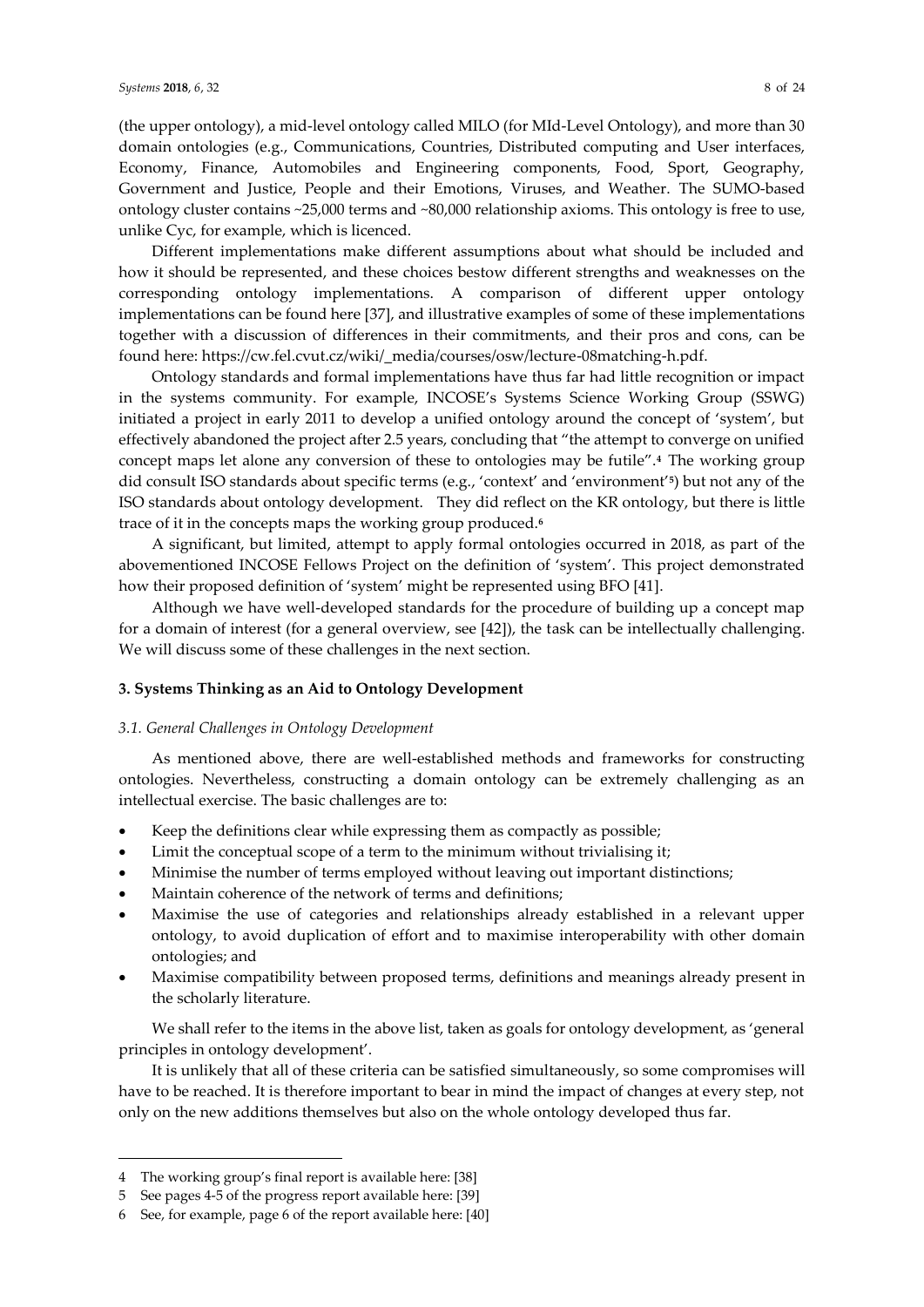(the upper ontology), a mid-level ontology called MILO (for MId-Level Ontology), and more than 30 domain ontologies (e.g., Communications, Countries, Distributed computing and User interfaces, Economy, Finance, Automobiles and Engineering components, Food, Sport, Geography, Government and Justice, People and their Emotions, Viruses, and Weather. The SUMO-based ontology cluster contains ~25,000 terms and ~80,000 relationship axioms. This ontology is free to use, unlike Cyc, for example, which is licenced.

Different implementations make different assumptions about what should be included and how it should be represented, and these choices bestow different strengths and weaknesses on the corresponding ontology implementations. A comparison of different upper ontology implementations can be found here [37], and illustrative examples of some of these implementations together with a discussion of differences in their commitments, and their pros and cons, can be found here: https://cw.fel.cvut.cz/wiki/_media/courses/osw/lecture-08matching-h.pdf.

Ontology standards and formal implementations have thus far had little recognition or impact in the systems community. For example, INCOSE's Systems Science Working Group (SSWG) initiated a project in early 2011 to develop a unified ontology around the concept of 'system', but effectively abandoned the project after 2.5 years, concluding that "the attempt to converge on unified concept maps let alone any conversion of these to ontologies may be futile".[4] The working group did consult ISO standards about specific terms (e.g., 'context' and 'environment'[5]) but not any of the ISO standards about ontology development. They did reflect on the KR ontology, but there is little trace of it in the concepts maps the working group produced.[6]

A significant, but limited, attempt to apply formal ontologies occurred in 2018, as part of the abovementioned INCOSE Fellows Project on the definition of 'system'. This project demonstrated how their proposed definition of 'system' might be represented using BFO [41].

Although we have well-developed standards for the procedure of building up a concept map for a domain of interest (for a general overview, see [42]), the task can be intellectually challenging. We will discuss some of these challenges in the next section.

## 3. Systems Thinking as an Aid to Ontology Development

### 3.1. General Challenges in Ontology Development

As mentioned above, there are well-established methods and frameworks for constructing ontologies. Nevertheless, constructing a domain ontology can be extremely challenging as an intellectual exercise. The basic challenges are to:

- Keep the definitions clear while expressing them as compactly as possible;
- Limit the conceptual scope of a term to the minimum without trivialising it;
- Minimise the number of terms employed without leaving out important distinctions;
- Maintain coherence of the network of terms and definitions;
- Maximise the use of categories and relationships already established in a relevant upper ontology, to avoid duplication of effort and to maximise interoperability with other domain ontologies; and
- Maximise compatibility between proposed terms, definitions and meanings already present in the scholarly literature.

We shall refer to the items in the above list, taken as goals for ontology development, as 'general principles in ontology development'.

It is unlikely that all of these criteria can be satisfied simultaneously, so some compromises will have to be reached. It is therefore important to bear in mind the impact of changes at every step, not only on the new additions themselves but also on the whole ontology developed thus far.

4 The working group's final report is available here: [38]

5 See pages 4-5 of the progress report available here: [39]

6 See, for example, page 6 of the report available here: [40]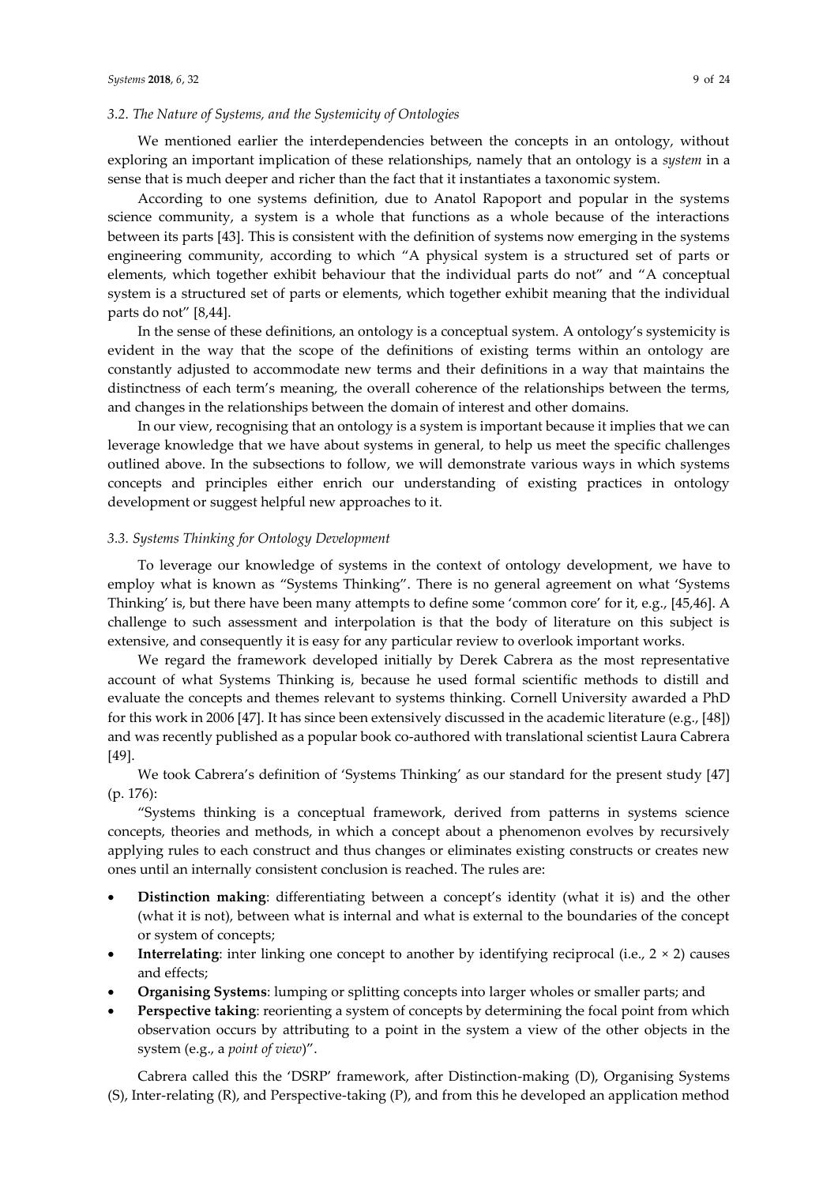### *3.2. The Nature of Systems, and the Systemicity of Ontologies*

We mentioned earlier the interdependencies between the concepts in an ontology, without exploring an important implication of these relationships, namely that an ontology is a *system* in a sense that is much deeper and richer than the fact that it instantiates a taxonomic system.

According to one systems definition, due to Anatol Rapoport and popular in the systems science community, a system is a whole that functions as a whole because of the interactions between its parts [43]. This is consistent with the definition of systems now emerging in the systems engineering community, according to which "A physical system is a structured set of parts or elements, which together exhibit behaviour that the individual parts do not" and "A conceptual system is a structured set of parts or elements, which together exhibit meaning that the individual parts do not" [8,44].

In the sense of these definitions, an ontology is a conceptual system. A ontology's systemicity is evident in the way that the scope of the definitions of existing terms within an ontology are constantly adjusted to accommodate new terms and their definitions in a way that maintains the distinctness of each term's meaning, the overall coherence of the relationships between the terms, and changes in the relationships between the domain of interest and other domains.

In our view, recognising that an ontology is a system is important because it implies that we can leverage knowledge that we have about systems in general, to help us meet the specific challenges outlined above. In the subsections to follow, we will demonstrate various ways in which systems concepts and principles either enrich our understanding of existing practices in ontology development or suggest helpful new approaches to it.

### *3.3. Systems Thinking for Ontology Development*

To leverage our knowledge of systems in the context of ontology development, we have to employ what is known as "Systems Thinking". There is no general agreement on what 'Systems Thinking' is, but there have been many attempts to define some 'common core' for it, e.g., [45,46]. A challenge to such assessment and interpolation is that the body of literature on this subject is extensive, and consequently it is easy for any particular review to overlook important works.

We regard the framework developed initially by Derek Cabrera as the most representative account of what Systems Thinking is, because he used formal scientific methods to distill and evaluate the concepts and themes relevant to systems thinking. Cornell University awarded a PhD for this work in 2006 [47]. It has since been extensively discussed in the academic literature (e.g., [48]) and was recently published as a popular book co-authored with translational scientist Laura Cabrera [49].

We took Cabrera's definition of 'Systems Thinking' as our standard for the present study [47] (p. 176):

"Systems thinking is a conceptual framework, derived from patterns in systems science concepts, theories and methods, in which a concept about a phenomenon evolves by recursively applying rules to each construct and thus changes or eliminates existing constructs or creates new ones until an internally consistent conclusion is reached. The rules are:

- **Distinction making**: differentiating between a concept's identity (what it is) and the other (what it is not), between what is internal and what is external to the boundaries of the concept or system of concepts;
- **Interrelating**: inter linking one concept to another by identifying reciprocal (i.e., $2 \times 2$) causes and effects;
- **Organising Systems**: lumping or splitting concepts into larger wholes or smaller parts; and
- **Perspective taking**: reorienting a system of concepts by determining the focal point from which observation occurs by attributing to a point in the system a view of the other objects in the system (e.g., a *point of view*)".

Cabrera called this the 'DSRP' framework, after Distinction-making (D), Organising Systems (S), Inter-relating (R), and Perspective-taking (P), and from this he developed an application method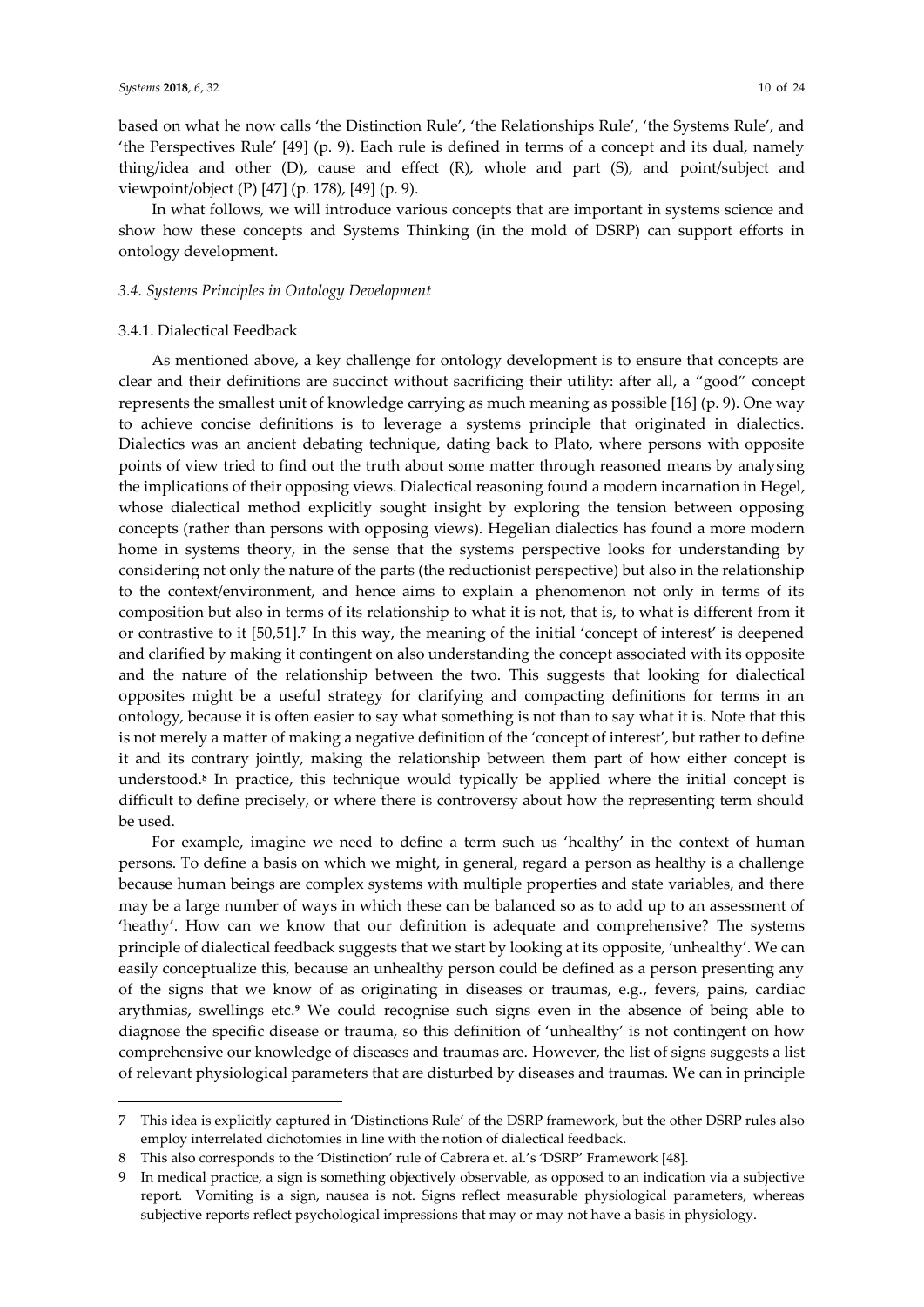based on what he now calls 'the Distinction Rule', 'the Relationships Rule', 'the Systems Rule', and 'the Perspectives Rule' [49] (p. 9). Each rule is defined in terms of a concept and its dual, namely thing/idea and other (D), cause and effect (R), whole and part (S), and point/subject and viewpoint/object (P) [47] (p. 178), [49] (p. 9).

In what follows, we will introduce various concepts that are important in systems science and show how these concepts and Systems Thinking (in the mold of DSRP) can support efforts in ontology development.

### *3.4. Systems Principles in Ontology Development*

#### 3.4.1. Dialectical Feedback

As mentioned above, a key challenge for ontology development is to ensure that concepts are clear and their definitions are succinct without sacrificing their utility: after all, a "good" concept represents the smallest unit of knowledge carrying as much meaning as possible [16] (p. 9). One way to achieve concise definitions is to leverage a systems principle that originated in dialectics. Dialectics was an ancient debating technique, dating back to Plato, where persons with opposite points of view tried to find out the truth about some matter through reasoned means by analysing the implications of their opposing views. Dialectical reasoning found a modern incarnation in Hegel, whose dialectical method explicitly sought insight by exploring the tension between opposing concepts (rather than persons with opposing views). Hegelian dialectics has found a more modern home in systems theory, in the sense that the systems perspective looks for understanding by considering not only the nature of the parts (the reductionist perspective) but also in the relationship to the context/environment, and hence aims to explain a phenomenon not only in terms of its composition but also in terms of its relationship to what it is not, that is, to what is different from it or contrastive to it [50,51].[7] In this way, the meaning of the initial 'concept of interest' is deepened and clarified by making it contingent on also understanding the concept associated with its opposite and the nature of the relationship between the two. This suggests that looking for dialectical opposites might be a useful strategy for clarifying and compacting definitions for terms in an ontology, because it is often easier to say what something is not than to say what it is. Note that this is not merely a matter of making a negative definition of the 'concept of interest', but rather to define it and its contrary jointly, making the relationship between them part of how either concept is understood.[8] In practice, this technique would typically be applied where the initial concept is difficult to define precisely, or where there is controversy about how the representing term should be used.

For example, imagine we need to define a term such us 'healthy' in the context of human persons. To define a basis on which we might, in general, regard a person as healthy is a challenge because human beings are complex systems with multiple properties and state variables, and there may be a large number of ways in which these can be balanced so as to add up to an assessment of 'heathy'. How can we know that our definition is adequate and comprehensive? The systems principle of dialectical feedback suggests that we start by looking at its opposite, 'unhealthy'. We can easily conceptualize this, because an unhealthy person could be defined as a person presenting any of the signs that we know of as originating in diseases or traumas, e.g., fevers, pains, cardiac arythmias, swellings etc.[9] We could recognise such signs even in the absence of being able to diagnose the specific disease or trauma, so this definition of 'unhealthy' is not contingent on how comprehensive our knowledge of diseases and traumas are. However, the list of signs suggests a list of relevant physiological parameters that are disturbed by diseases and traumas. We can in principle

---

7 This idea is explicitly captured in 'Distinctions Rule' of the DSRP framework, but the other DSRP rules also employ interrelated dichotomies in line with the notion of dialectical feedback.

8 This also corresponds to the 'Distinction' rule of Cabrera et. al.'s 'DSRP' Framework [48].

9 In medical practice, a sign is something objectively observable, as opposed to an indication via a subjective report. Vomiting is a sign, nausea is not. Signs reflect measurable physiological parameters, whereas subjective reports reflect psychological impressions that may or may not have a basis in physiology.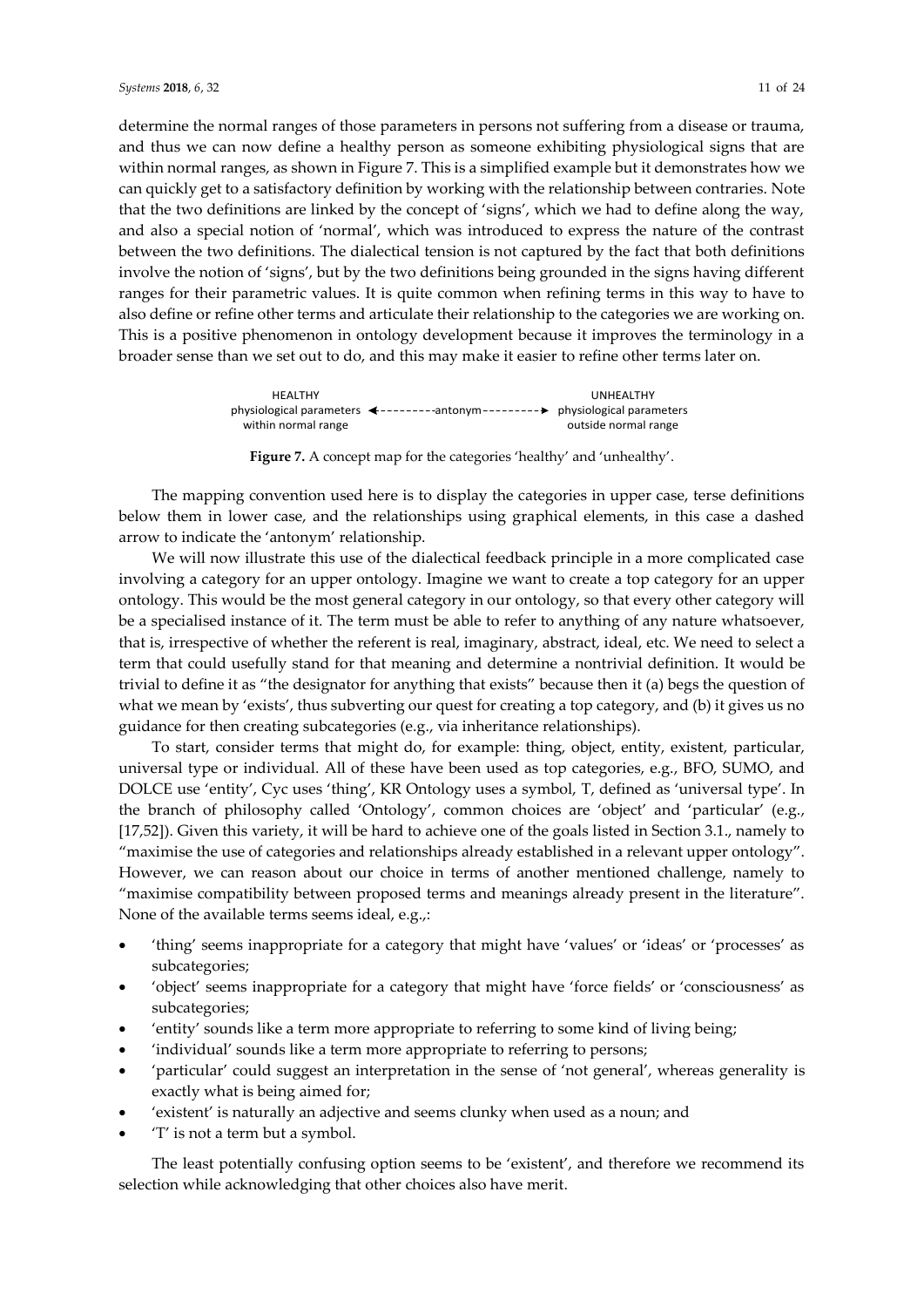determine the normal ranges of those parameters in persons not suffering from a disease or trauma, and thus we can now define a healthy person as someone exhibiting physiological signs that are within normal ranges, as shown in Figure 7. This is a simplified example but it demonstrates how we can quickly get to a satisfactory definition by working with the relationship between contraries. Note that the two definitions are linked by the concept of 'signs', which we had to define along the way, and also a special notion of 'normal', which was introduced to express the nature of the contrast between the two definitions. The dialectical tension is not captured by the fact that both definitions involve the notion of 'signs', but by the two definitions being grounded in the signs having different ranges for their parametric values. It is quite common when refining terms in this way to have to also define or refine other terms and articulate their relationship to the categories we are working on. This is a positive phenomenon in ontology development because it improves the terminology in a broader sense than we set out to do, and this may make it easier to refine other terms later on.

| HEALTHY | | UNHEALTHY |
|---|---|---|
| physiological parameters within normal range | ◄---------antonym---------► | physiological parameters outside normal range |

**Figure 7.** A concept map for the categories 'healthy' and 'unhealthy'.

The mapping convention used here is to display the categories in upper case, terse definitions below them in lower case, and the relationships using graphical elements, in this case a dashed arrow to indicate the 'antonym' relationship.

We will now illustrate this use of the dialectical feedback principle in a more complicated case involving a category for an upper ontology. Imagine we want to create a top category for an upper ontology. This would be the most general category in our ontology, so that every other category will be a specialised instance of it. The term must be able to refer to anything of any nature whatsoever, that is, irrespective of whether the referent is real, imaginary, abstract, ideal, etc. We need to select a term that could usefully stand for that meaning and determine a nontrivial definition. It would be trivial to define it as "the designator for anything that exists" because then it (a) begs the question of what we mean by 'exists', thus subverting our quest for creating a top category, and (b) it gives us no guidance for then creating subcategories (e.g., via inheritance relationships).

To start, consider terms that might do, for example: thing, object, entity, existent, particular, universal type or individual. All of these have been used as top categories, e.g., BFO, SUMO, and DOLCE use 'entity', Cyc uses 'thing', KR Ontology uses a symbol, T, defined as 'universal type'. In the branch of philosophy called 'Ontology', common choices are 'object' and 'particular' (e.g., [17,52]). Given this variety, it will be hard to achieve one of the goals listed in Section 3.1., namely to "maximise the use of categories and relationships already established in a relevant upper ontology". However, we can reason about our choice in terms of another mentioned challenge, namely to "maximise compatibility between proposed terms and meanings already present in the literature". None of the available terms seems ideal, e.g.,:

- 'thing' seems inappropriate for a category that might have 'values' or 'ideas' or 'processes' as subcategories;
- 'object' seems inappropriate for a category that might have 'force fields' or 'consciousness' as subcategories;
- 'entity' sounds like a term more appropriate to referring to some kind of living being;
- 'individual' sounds like a term more appropriate to referring to persons;
- 'particular' could suggest an interpretation in the sense of 'not general', whereas generality is exactly what is being aimed for;
- 'existent' is naturally an adjective and seems clunky when used as a noun; and
- 'T' is not a term but a symbol.

The least potentially confusing option seems to be 'existent', and therefore we recommend its selection while acknowledging that other choices also have merit.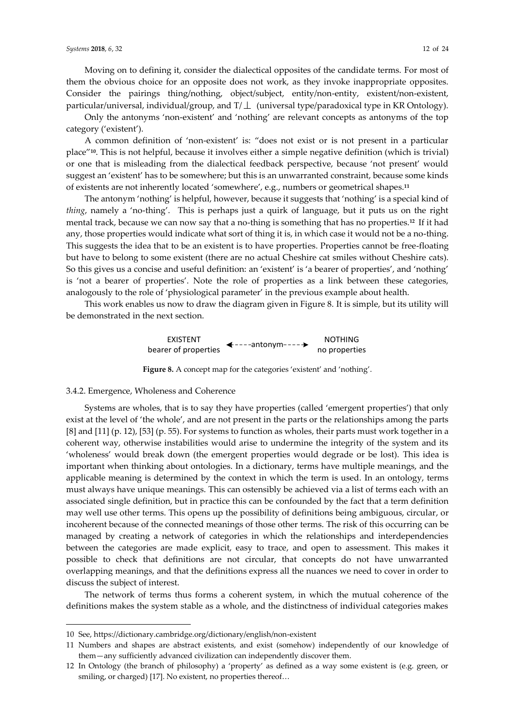Moving on to defining it, consider the dialectical opposites of the candidate terms. For most of them the obvious choice for an opposite does not work, as they invoke inappropriate opposites. Consider the pairings thing/nothing, object/subject, entity/non-entity, existent/non-existent, particular/universal, individual/group, and T/⊥ (universal type/paradoxical type in KR Ontology).

Only the antonyms 'non-existent' and 'nothing' are relevant concepts as antonyms of the top category ('existent').

A common definition of 'non-existent' is: "does not exist or is not present in a particular place"[10]. This is not helpful, because it involves either a simple negative definition (which is trivial) or one that is misleading from the dialectical feedback perspective, because 'not present' would suggest an 'existent' has to be somewhere; but this is an unwarranted constraint, because some kinds of existents are not inherently located 'somewhere', e.g., numbers or geometrical shapes.[11]

The antonym 'nothing' is helpful, however, because it suggests that 'nothing' is a special kind of *thing*, namely a 'no-thing'. This is perhaps just a quirk of language, but it puts us on the right mental track, because we can now say that a no-thing is something that has no properties.[12] If it had any, those properties would indicate what sort of thing it is, in which case it would not be a no-thing. This suggests the idea that to be an existent is to have properties. Properties cannot be free-floating but have to belong to some existent (there are no actual Cheshire cat smiles without Cheshire cats). So this gives us a concise and useful definition: an 'existent' is 'a bearer of properties', and 'nothing' is 'not a bearer of properties'. Note the role of properties as a link between these categories, analogously to the role of 'physiological parameter' in the previous example about health.

This work enables us now to draw the diagram given in Figure 8. It is simple, but its utility will be demonstrated in the next section.

EXISTENT
bearer of properties

◄----antonym----►

NOTHING
no properties

**Figure 8.** A concept map for the categories 'existent' and 'nothing'.

### 3.4.2. Emergence, Wholeness and Coherence

Systems are wholes, that is to say they have properties (called 'emergent properties') that only exist at the level of 'the whole', and are not present in the parts or the relationships among the parts [8] and [11] (p. 12), [53] (p. 55). For systems to function as wholes, their parts must work together in a coherent way, otherwise instabilities would arise to undermine the integrity of the system and its 'wholeness' would break down (the emergent properties would degrade or be lost). This idea is important when thinking about ontologies. In a dictionary, terms have multiple meanings, and the applicable meaning is determined by the context in which the term is used. In an ontology, terms must always have unique meanings. This can ostensibly be achieved via a list of terms each with an associated single definition, but in practice this can be confounded by the fact that a term definition may well use other terms. This opens up the possibility of definitions being ambiguous, circular, or incoherent because of the connected meanings of those other terms. The risk of this occurring can be managed by creating a network of categories in which the relationships and interdependencies between the categories are made explicit, easy to trace, and open to assessment. This makes it possible to check that definitions are not circular, that concepts do not have unwarranted overlapping meanings, and that the definitions express all the nuances we need to cover in order to discuss the subject of interest.

The network of terms thus forms a coherent system, in which the mutual coherence of the definitions makes the system stable as a whole, and the distinctness of individual categories makes

---

10 See, https://dictionary.cambridge.org/dictionary/english/non-existent

11 Numbers and shapes are abstract existents, and exist (somehow) independently of our knowledge of them—any sufficiently advanced civilization can independently discover them.

12 In Ontology (the branch of philosophy) a 'property' as defined as a way some existent is (e.g. green, or smiling, or charged) [17]. No existent, no properties thereof…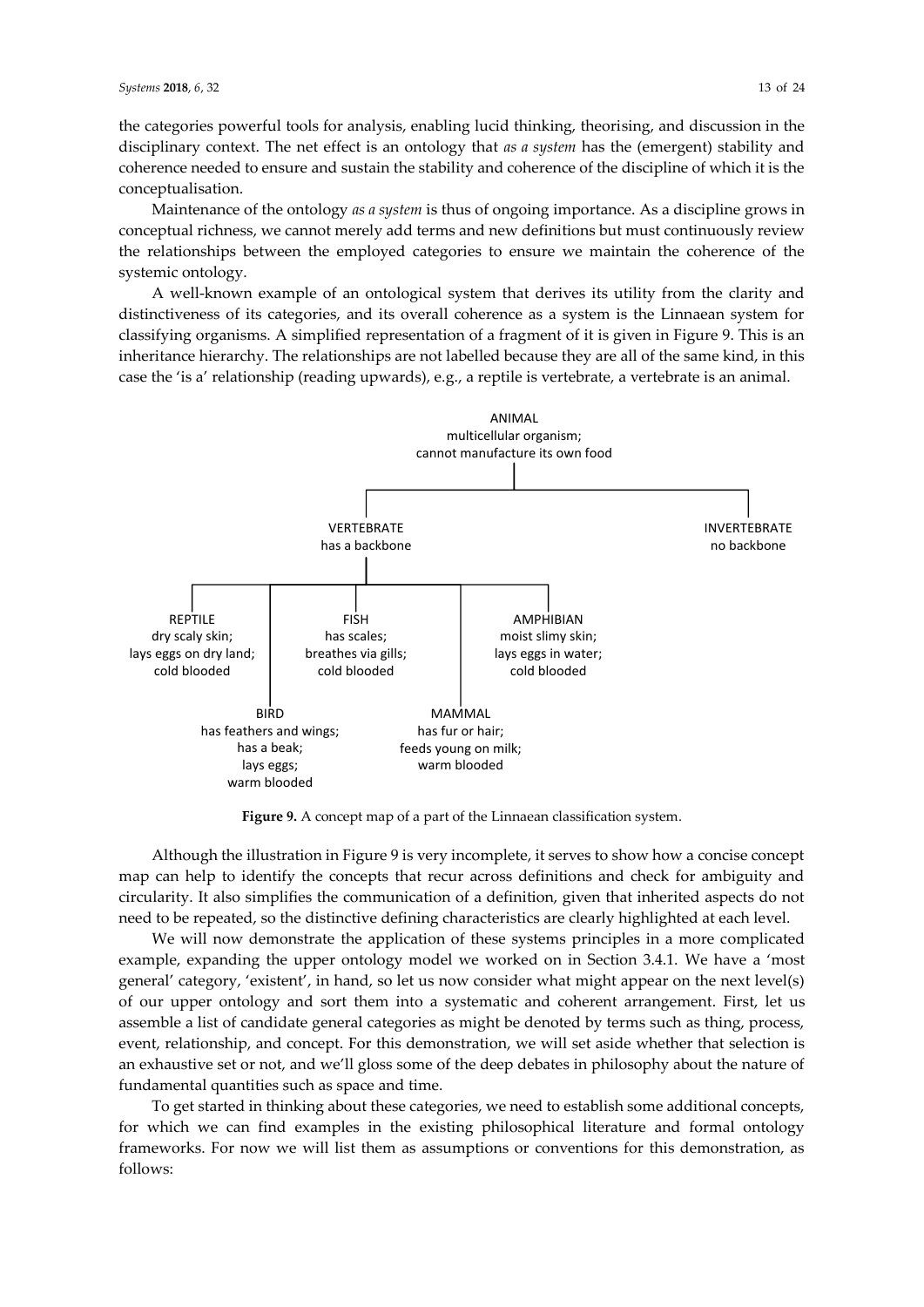the categories powerful tools for analysis, enabling lucid thinking, theorising, and discussion in the disciplinary context. The net effect is an ontology that *as a system* has the (emergent) stability and coherence needed to ensure and sustain the stability and coherence of the discipline of which it is the conceptualisation.

Maintenance of the ontology *as a system* is thus of ongoing importance. As a discipline grows in conceptual richness, we cannot merely add terms and new definitions but must continuously review the relationships between the employed categories to ensure we maintain the coherence of the systemic ontology.

A well-known example of an ontological system that derives its utility from the clarity and distinctiveness of its categories, and its overall coherence as a system is the Linnaean system for classifying organisms. A simplified representation of a fragment of it is given in Figure 9. This is an inheritance hierarchy. The relationships are not labelled because they are all of the same kind, in this case the 'is a' relationship (reading upwards), e.g., a reptile is vertebrate, a vertebrate is an animal.

ANIMAL
multicellular organism;
cannot manufacture its own food

VERTEBRATE
has a backbone

INVERTEBRATE
no backbone

REPTILE
dry scaly skin;
lays eggs on dry land;
cold blooded

FISH
has scales;
breathes via gills;
cold blooded

AMPHIBIAN
moist slimy skin;
lays eggs in water;
cold blooded

BIRD
has feathers and wings;
has a beak;
lays eggs;
warm blooded

MAMMAL
has fur or hair;
feeds young on milk;
warm blooded

**Figure 9.** A concept map of a part of the Linnaean classification system.

Although the illustration in Figure 9 is very incomplete, it serves to show how a concise concept map can help to identify the concepts that recur across definitions and check for ambiguity and circularity. It also simplifies the communication of a definition, given that inherited aspects do not need to be repeated, so the distinctive defining characteristics are clearly highlighted at each level.

We will now demonstrate the application of these systems principles in a more complicated example, expanding the upper ontology model we worked on in Section 3.4.1. We have a 'most general' category, 'existent', in hand, so let us now consider what might appear on the next level(s) of our upper ontology and sort them into a systematic and coherent arrangement. First, let us assemble a list of candidate general categories as might be denoted by terms such as thing, process, event, relationship, and concept. For this demonstration, we will set aside whether that selection is an exhaustive set or not, and we'll gloss some of the deep debates in philosophy about the nature of fundamental quantities such as space and time.

To get started in thinking about these categories, we need to establish some additional concepts, for which we can find examples in the existing philosophical literature and formal ontology frameworks. For now we will list them as assumptions or conventions for this demonstration, as follows: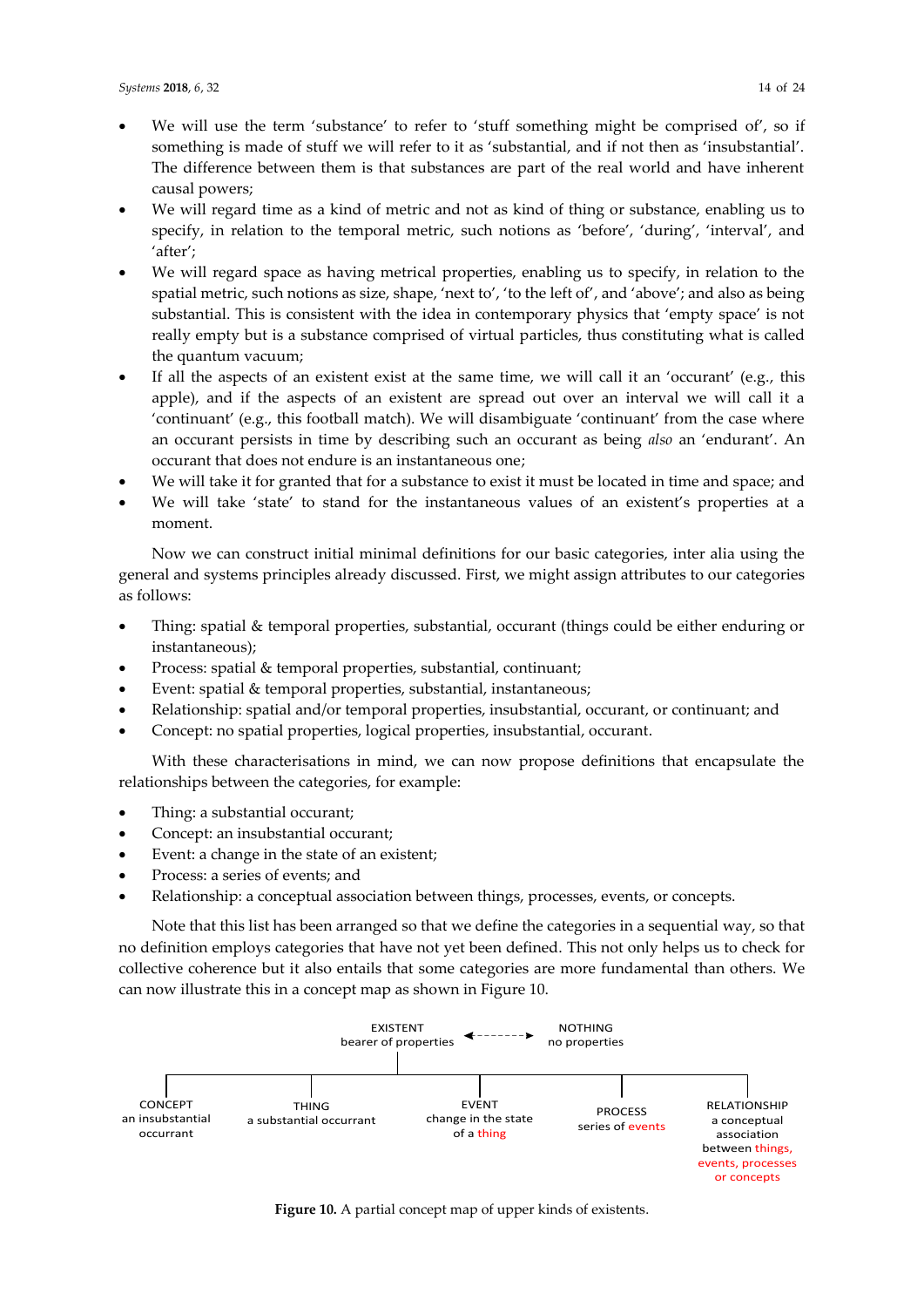- We will use the term 'substance' to refer to 'stuff something might be comprised of', so if something is made of stuff we will refer to it as 'substantial, and if not then as 'insubstantial'. The difference between them is that substances are part of the real world and have inherent causal powers;
- We will regard time as a kind of metric and not as kind of thing or substance, enabling us to specify, in relation to the temporal metric, such notions as 'before', 'during', 'interval', and 'after';
- We will regard space as having metrical properties, enabling us to specify, in relation to the spatial metric, such notions as size, shape, 'next to', 'to the left of', and 'above'; and also as being substantial. This is consistent with the idea in contemporary physics that 'empty space' is not really empty but is a substance comprised of virtual particles, thus constituting what is called the quantum vacuum;
- If all the aspects of an existent exist at the same time, we will call it an 'occurant' (e.g., this apple), and if the aspects of an existent are spread out over an interval we will call it a 'continuant' (e.g., this football match). We will disambiguate 'continuant' from the case where an occurant persists in time by describing such an occurant as being *also* an 'endurant'. An occurant that does not endure is an instantaneous one;
- We will take it for granted that for a substance to exist it must be located in time and space; and
- We will take 'state' to stand for the instantaneous values of an existent's properties at a moment.

Now we can construct initial minimal definitions for our basic categories, inter alia using the general and systems principles already discussed. First, we might assign attributes to our categories as follows:

- Thing: spatial & temporal properties, substantial, occurant (things could be either enduring or instantaneous);
- Process: spatial & temporal properties, substantial, continuant;
- Event: spatial & temporal properties, substantial, instantaneous;
- Relationship: spatial and/or temporal properties, insubstantial, occurant, or continuant; and
- Concept: no spatial properties, logical properties, insubstantial, occurant.

With these characterisations in mind, we can now propose definitions that encapsulate the relationships between the categories, for example:

- Thing: a substantial occurant;
- Concept: an insubstantial occurant;
- Event: a change in the state of an existent;
- Process: a series of events; and
- Relationship: a conceptual association between things, processes, events, or concepts.

Note that this list has been arranged so that we define the categories in a sequential way, so that no definition employs categories that have not yet been defined. This not only helps us to check for collective coherence but it also entails that some categories are more fundamental than others. We can now illustrate this in a concept map as shown in Figure 10.

EXISTENT
bearer of properties

NOTHING
no properties

CONCEPT
an insubstantial occurrant

THING
a substantial occurrant

EVENT
change in the state of a thing

PROCESS
series of events

RELATIONSHIP
a conceptual association between things, events, processes or concepts

**Figure 10.** A partial concept map of upper kinds of existents.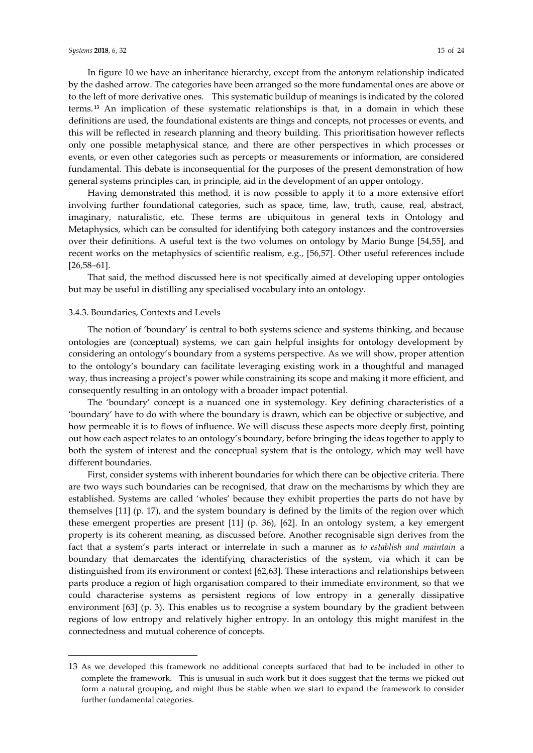In figure 10 we have an inheritance hierarchy, except from the antonym relationship indicated by the dashed arrow. The categories have been arranged so the more fundamental ones are above or to the left of more derivative ones. This systematic buildup of meanings is indicated by the colored terms.[13] An implication of these systematic relationships is that, in a domain in which these definitions are used, the foundational existents are things and concepts, not processes or events, and this will be reflected in research planning and theory building. This prioritisation however reflects only one possible metaphysical stance, and there are other perspectives in which processes or events, or even other categories such as percepts or measurements or information, are considered fundamental. This debate is inconsequential for the purposes of the present demonstration of how general systems principles can, in principle, aid in the development of an upper ontology.

Having demonstrated this method, it is now possible to apply it to a more extensive effort involving further foundational categories, such as space, time, law, truth, cause, real, abstract, imaginary, naturalistic, etc. These terms are ubiquitous in general texts in Ontology and Metaphysics, which can be consulted for identifying both category instances and the controversies over their definitions. A useful text is the two volumes on ontology by Mario Bunge [54,55], and recent works on the metaphysics of scientific realism, e.g., [56,57]. Other useful references include [26,58–61].

That said, the method discussed here is not specifically aimed at developing upper ontologies but may be useful in distilling any specialised vocabulary into an ontology.

#### 3.4.3. Boundaries, Contexts and Levels

The notion of 'boundary' is central to both systems science and systems thinking, and because ontologies are (conceptual) systems, we can gain helpful insights for ontology development by considering an ontology's boundary from a systems perspective. As we will show, proper attention to the ontology's boundary can facilitate leveraging existing work in a thoughtful and managed way, thus increasing a project's power while constraining its scope and making it more efficient, and consequently resulting in an ontology with a broader impact potential.

The 'boundary' concept is a nuanced one in systemology. Key defining characteristics of a 'boundary' have to do with where the boundary is drawn, which can be objective or subjective, and how permeable it is to flows of influence. We will discuss these aspects more deeply first, pointing out how each aspect relates to an ontology's boundary, before bringing the ideas together to apply to both the system of interest and the conceptual system that is the ontology, which may well have different boundaries.

First, consider systems with inherent boundaries for which there can be objective criteria. There are two ways such boundaries can be recognised, that draw on the mechanisms by which they are established. Systems are called 'wholes' because they exhibit properties the parts do not have by themselves [11] (p. 17), and the system boundary is defined by the limits of the region over which these emergent properties are present [11] (p. 36), [62]. In an ontology system, a key emergent property is its coherent meaning, as discussed before. Another recognisable sign derives from the fact that a system's parts interact or interrelate in such a manner as *to establish and maintain* a boundary that demarcates the identifying characteristics of the system, via which it can be distinguished from its environment or context [62,63]. These interactions and relationships between parts produce a region of high organisation compared to their immediate environment, so that we could characterise systems as persistent regions of low entropy in a generally dissipative environment [63] (p. 3). This enables us to recognise a system boundary by the gradient between regions of low entropy and relatively higher entropy. In an ontology this might manifest in the connectedness and mutual coherence of concepts.

---

13 As we developed this framework no additional concepts surfaced that had to be included in other to complete the framework. This is unusual in such work but it does suggest that the terms we picked out form a natural grouping, and might thus be stable when we start to expand the framework to consider further fundamental categories.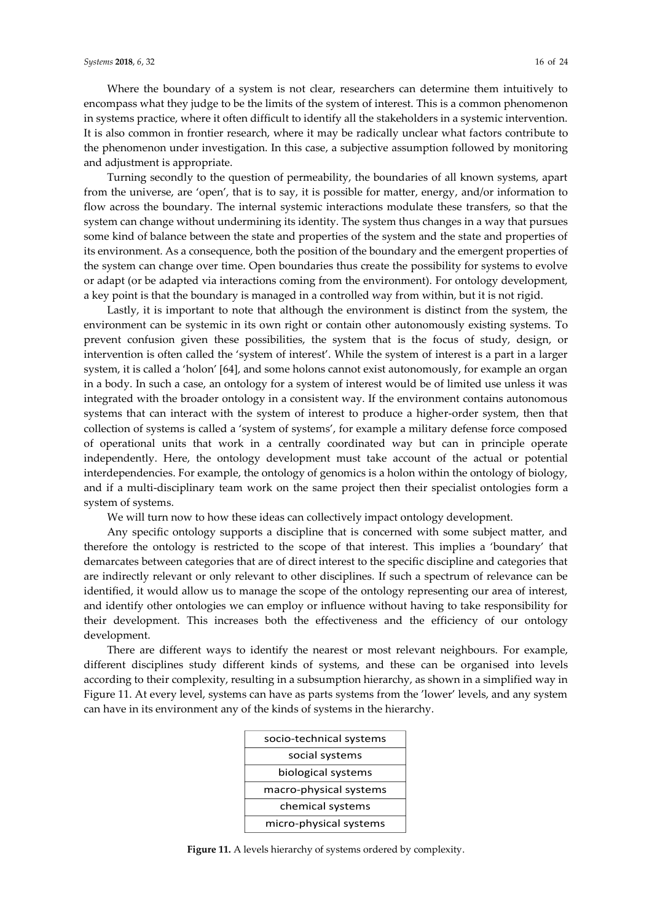Where the boundary of a system is not clear, researchers can determine them intuitively to encompass what they judge to be the limits of the system of interest. This is a common phenomenon in systems practice, where it often difficult to identify all the stakeholders in a systemic intervention. It is also common in frontier research, where it may be radically unclear what factors contribute to the phenomenon under investigation. In this case, a subjective assumption followed by monitoring and adjustment is appropriate.

Turning secondly to the question of permeability, the boundaries of all known systems, apart from the universe, are 'open', that is to say, it is possible for matter, energy, and/or information to flow across the boundary. The internal systemic interactions modulate these transfers, so that the system can change without undermining its identity. The system thus changes in a way that pursues some kind of balance between the state and properties of the system and the state and properties of its environment. As a consequence, both the position of the boundary and the emergent properties of the system can change over time. Open boundaries thus create the possibility for systems to evolve or adapt (or be adapted via interactions coming from the environment). For ontology development, a key point is that the boundary is managed in a controlled way from within, but it is not rigid.

Lastly, it is important to note that although the environment is distinct from the system, the environment can be systemic in its own right or contain other autonomously existing systems. To prevent confusion given these possibilities, the system that is the focus of study, design, or intervention is often called the 'system of interest'. While the system of interest is a part in a larger system, it is called a 'holon' [64], and some holons cannot exist autonomously, for example an organ in a body. In such a case, an ontology for a system of interest would be of limited use unless it was integrated with the broader ontology in a consistent way. If the environment contains autonomous systems that can interact with the system of interest to produce a higher-order system, then that collection of systems is called a 'system of systems', for example a military defense force composed of operational units that work in a centrally coordinated way but can in principle operate independently. Here, the ontology development must take account of the actual or potential interdependencies. For example, the ontology of genomics is a holon within the ontology of biology, and if a multi-disciplinary team work on the same project then their specialist ontologies form a system of systems.

We will turn now to how these ideas can collectively impact ontology development.

Any specific ontology supports a discipline that is concerned with some subject matter, and therefore the ontology is restricted to the scope of that interest. This implies a 'boundary' that demarcates between categories that are of direct interest to the specific discipline and categories that are indirectly relevant or only relevant to other disciplines. If such a spectrum of relevance can be identified, it would allow us to manage the scope of the ontology representing our area of interest, and identify other ontologies we can employ or influence without having to take responsibility for their development. This increases both the effectiveness and the efficiency of our ontology development.

There are different ways to identify the nearest or most relevant neighbours. For example, different disciplines study different kinds of systems, and these can be organised into levels according to their complexity, resulting in a subsumption hierarchy, as shown in a simplified way in Figure 11. At every level, systems can have as parts systems from the 'lower' levels, and any system can have in its environment any of the kinds of systems in the hierarchy.

| |
|---|
| socio-technical systems |
| social systems |
| biological systems |
| macro-physical systems |
| chemical systems |
| micro-physical systems |

**Figure 11.** A levels hierarchy of systems ordered by complexity.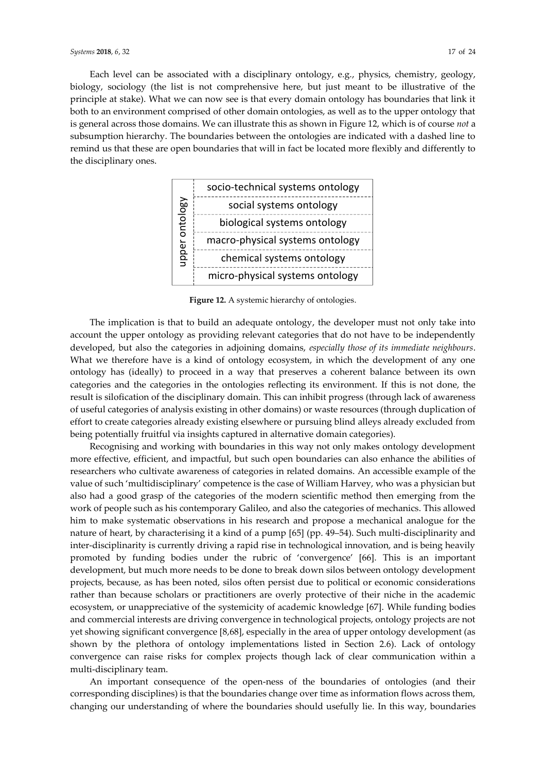Each level can be associated with a disciplinary ontology, e.g., physics, chemistry, geology, biology, sociology (the list is not comprehensive here, but just meant to be illustrative of the principle at stake). What we can now see is that every domain ontology has boundaries that link it both to an environment comprised of other domain ontologies, as well as to the upper ontology that is general across those domains. We can illustrate this as shown in Figure 12, which is of course *not* a subsumption hierarchy. The boundaries between the ontologies are indicated with a dashed line to remind us that these are open boundaries that will in fact be located more flexibly and differently to the disciplinary ones.

upper ontology

socio-technical systems ontology

social systems ontology

biological systems ontology

macro-physical systems ontology

chemical systems ontology

micro-physical systems ontology

**Figure 12.** A systemic hierarchy of ontologies.

The implication is that to build an adequate ontology, the developer must not only take into account the upper ontology as providing relevant categories that do not have to be independently developed, but also the categories in adjoining domains, *especially those of its immediate neighbours*. What we therefore have is a kind of ontology ecosystem, in which the development of any one ontology has (ideally) to proceed in a way that preserves a coherent balance between its own categories and the categories in the ontologies reflecting its environment. If this is not done, the result is silofication of the disciplinary domain. This can inhibit progress (through lack of awareness of useful categories of analysis existing in other domains) or waste resources (through duplication of effort to create categories already existing elsewhere or pursuing blind alleys already excluded from being potentially fruitful via insights captured in alternative domain categories).

Recognising and working with boundaries in this way not only makes ontology development more effective, efficient, and impactful, but such open boundaries can also enhance the abilities of researchers who cultivate awareness of categories in related domains. An accessible example of the value of such 'multidisciplinary' competence is the case of William Harvey, who was a physician but also had a good grasp of the categories of the modern scientific method then emerging from the work of people such as his contemporary Galileo, and also the categories of mechanics. This allowed him to make systematic observations in his research and propose a mechanical analogue for the nature of heart, by characterising it a kind of a pump [65] (pp. 49–54). Such multi-disciplinarity and inter-disciplinarity is currently driving a rapid rise in technological innovation, and is being heavily promoted by funding bodies under the rubric of 'convergence' [66]. This is an important development, but much more needs to be done to break down silos between ontology development projects, because, as has been noted, silos often persist due to political or economic considerations rather than because scholars or practitioners are overly protective of their niche in the academic ecosystem, or unappreciative of the systemicity of academic knowledge [67]. While funding bodies and commercial interests are driving convergence in technological projects, ontology projects are not yet showing significant convergence [8,68], especially in the area of upper ontology development (as shown by the plethora of ontology implementations listed in Section 2.6). Lack of ontology convergence can raise risks for complex projects though lack of clear communication within a multi-disciplinary team.

An important consequence of the open-ness of the boundaries of ontologies (and their corresponding disciplines) is that the boundaries change over time as information flows across them, changing our understanding of where the boundaries should usefully lie. In this way, boundaries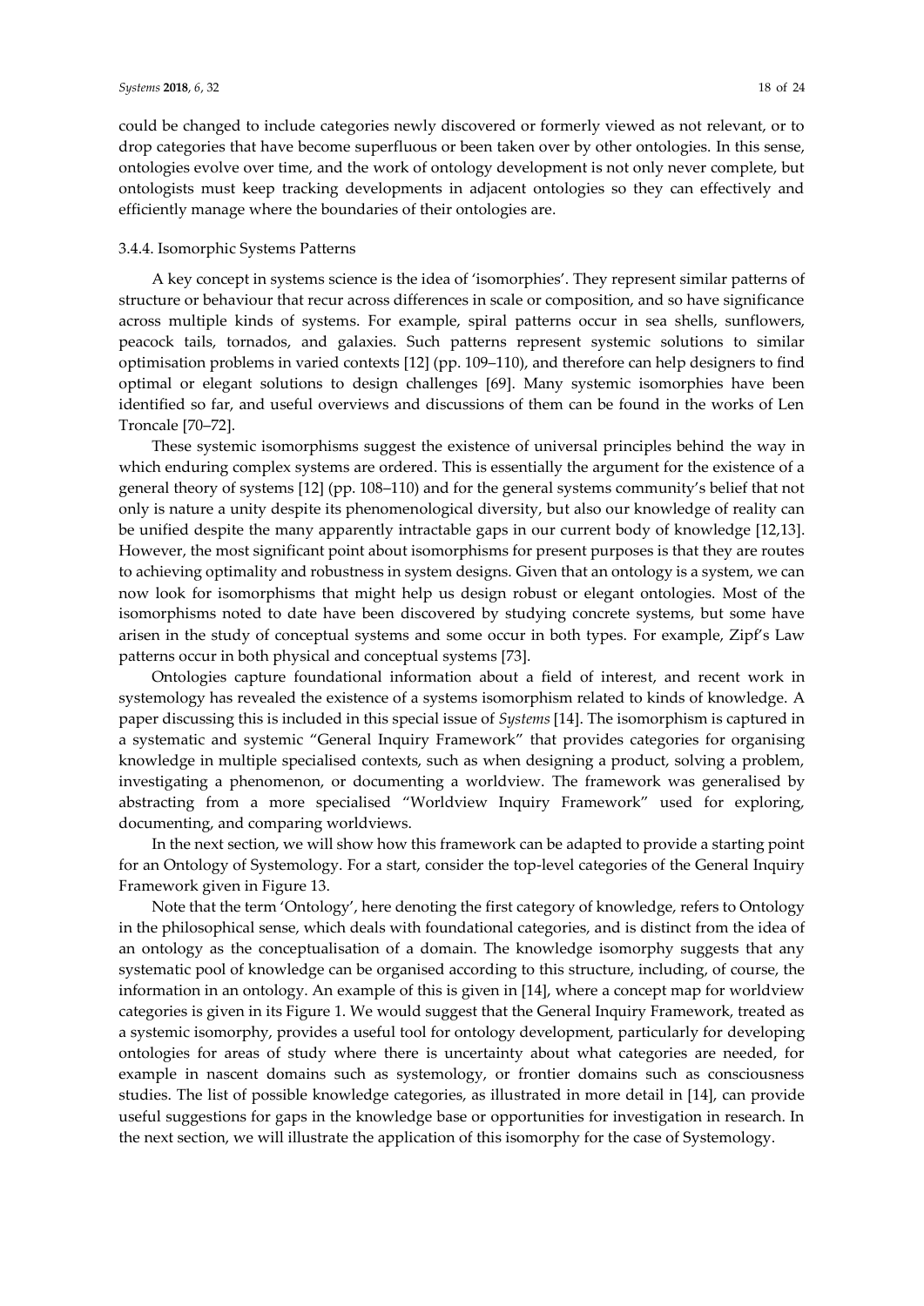could be changed to include categories newly discovered or formerly viewed as not relevant, or to drop categories that have become superfluous or been taken over by other ontologies. In this sense, ontologies evolve over time, and the work of ontology development is not only never complete, but ontologists must keep tracking developments in adjacent ontologies so they can effectively and efficiently manage where the boundaries of their ontologies are.

#### 3.4.4. Isomorphic Systems Patterns

A key concept in systems science is the idea of 'isomorphies'. They represent similar patterns of structure or behaviour that recur across differences in scale or composition, and so have significance across multiple kinds of systems. For example, spiral patterns occur in sea shells, sunflowers, peacock tails, tornados, and galaxies. Such patterns represent systemic solutions to similar optimisation problems in varied contexts [12] (pp. 109–110), and therefore can help designers to find optimal or elegant solutions to design challenges [69]. Many systemic isomorphies have been identified so far, and useful overviews and discussions of them can be found in the works of Len Troncale [70–72].

These systemic isomorphisms suggest the existence of universal principles behind the way in which enduring complex systems are ordered. This is essentially the argument for the existence of a general theory of systems [12] (pp. 108–110) and for the general systems community's belief that not only is nature a unity despite its phenomenological diversity, but also our knowledge of reality can be unified despite the many apparently intractable gaps in our current body of knowledge [12,13]. However, the most significant point about isomorphisms for present purposes is that they are routes to achieving optimality and robustness in system designs. Given that an ontology is a system, we can now look for isomorphisms that might help us design robust or elegant ontologies. Most of the isomorphisms noted to date have been discovered by studying concrete systems, but some have arisen in the study of conceptual systems and some occur in both types. For example, Zipf's Law patterns occur in both physical and conceptual systems [73].

Ontologies capture foundational information about a field of interest, and recent work in systemology has revealed the existence of a systems isomorphism related to kinds of knowledge. A paper discussing this is included in this special issue of *Systems* [14]. The isomorphism is captured in a systematic and systemic "General Inquiry Framework" that provides categories for organising knowledge in multiple specialised contexts, such as when designing a product, solving a problem, investigating a phenomenon, or documenting a worldview. The framework was generalised by abstracting from a more specialised "Worldview Inquiry Framework" used for exploring, documenting, and comparing worldviews.

In the next section, we will show how this framework can be adapted to provide a starting point for an Ontology of Systemology. For a start, consider the top-level categories of the General Inquiry Framework given in Figure 13.

Note that the term 'Ontology', here denoting the first category of knowledge, refers to Ontology in the philosophical sense, which deals with foundational categories, and is distinct from the idea of an ontology as the conceptualisation of a domain. The knowledge isomorphy suggests that any systematic pool of knowledge can be organised according to this structure, including, of course, the information in an ontology. An example of this is given in [14], where a concept map for worldview categories is given in its Figure 1. We would suggest that the General Inquiry Framework, treated as a systemic isomorphy, provides a useful tool for ontology development, particularly for developing ontologies for areas of study where there is uncertainty about what categories are needed, for example in nascent domains such as systemology, or frontier domains such as consciousness studies. The list of possible knowledge categories, as illustrated in more detail in [14], can provide useful suggestions for gaps in the knowledge base or opportunities for investigation in research. In the next section, we will illustrate the application of this isomorphy for the case of Systemology.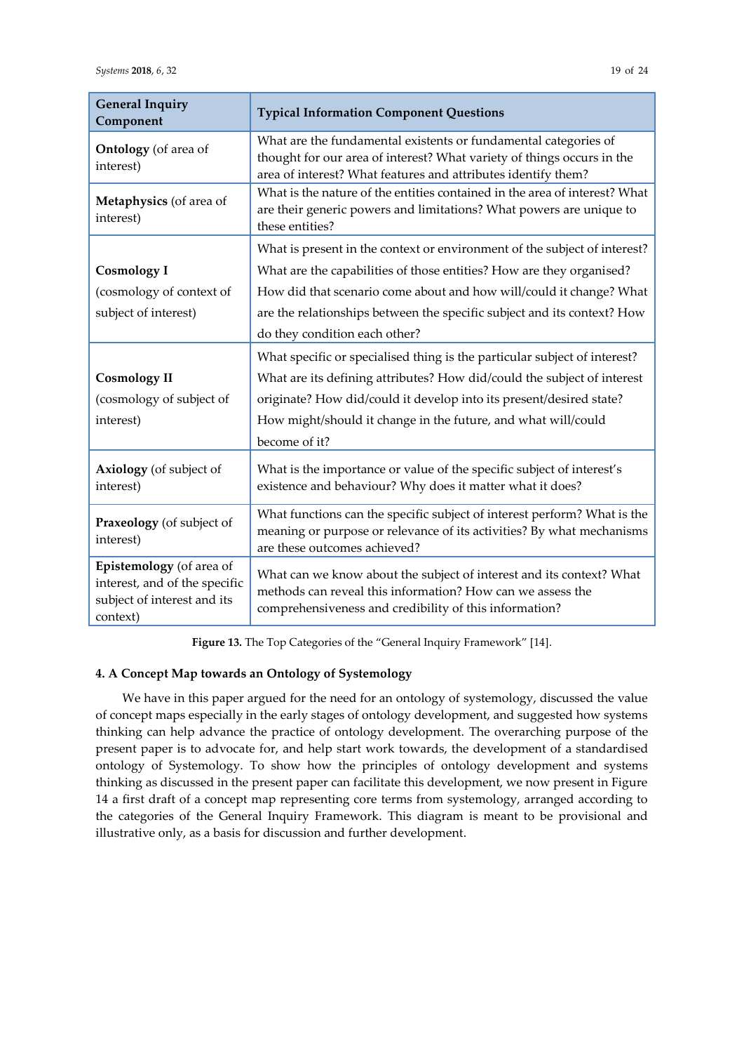| General Inquiry Component | Typical Information Component Questions |
|---|---|
| **Ontology** (of area of interest) | What are the fundamental existents or fundamental categories of thought for our area of interest? What variety of things occurs in the area of interest? What features and attributes identify them? |
| **Metaphysics** (of area of interest) | What is the nature of the entities contained in the area of interest? What are their generic powers and limitations? What powers are unique to these entities? |
| **Cosmology I** (cosmology of context of subject of interest) | What is present in the context or environment of the subject of interest? What are the capabilities of those entities? How are they organised? How did that scenario come about and how will/could it change? What are the relationships between the specific subject and its context? How do they condition each other? |
| **Cosmology II** (cosmology of subject of interest) | What specific or specialised thing is the particular subject of interest? What are its defining attributes? How did/could the subject of interest originate? How did/could it develop into its present/desired state? How might/should it change in the future, and what will/could become of it? |
| **Axiology** (of subject of interest) | What is the importance or value of the specific subject of interest's existence and behaviour? Why does it matter what it does? |
| **Praxeology** (of subject of interest) | What functions can the specific subject of interest perform? What is the meaning or purpose or relevance of its activities? By what mechanisms are these outcomes achieved? |
| **Epistemology** (of area of interest, and of the specific subject of interest and its context) | What can we know about the subject of interest and its context? What methods can reveal this information? How can we assess the comprehensiveness and credibility of this information? |

**Figure 13.** The Top Categories of the "General Inquiry Framework" [14].

## 4. A Concept Map towards an Ontology of Systemology

We have in this paper argued for the need for an ontology of systemology, discussed the value of concept maps especially in the early stages of ontology development, and suggested how systems thinking can help advance the practice of ontology development. The overarching purpose of the present paper is to advocate for, and help start work towards, the development of a standardised ontology of Systemology. To show how the principles of ontology development and systems thinking as discussed in the present paper can facilitate this development, we now present in Figure 14 a first draft of a concept map representing core terms from systemology, arranged according to the categories of the General Inquiry Framework. This diagram is meant to be provisional and illustrative only, as a basis for discussion and further development.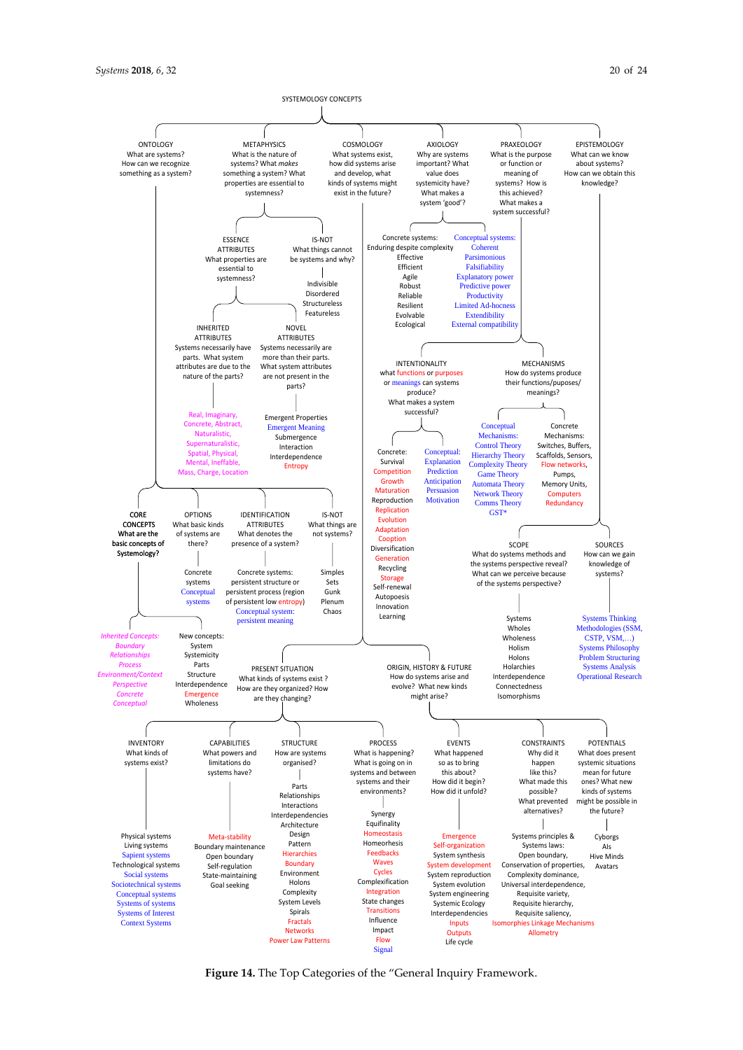SYSTEMOLOGY CONCEPTS

ONTOLOGY
What are systems?
How can we recognize something as a system?

METAPHYSICS
What is the nature of systems? What *makes* something a system? What properties are essential to systemness?

COSMOLOGY
What systems exist, how did systems arise and develop, what kinds of systems might exist in the future?

AXIOLOGY
Why are systems important? What value does systemicity have? What makes a system 'good'?

PRAXEOLOGY
What is the purpose or function or meaning of systems? How is this achieved? What makes a system successful?

EPISTEMOLOGY
What can we know about systems?
How can we obtain this knowledge?

ESSENCE ATTRIBUTES
What properties are essential to systemness?

IS-NOT
What things cannot be systems and why?

Indivisible
Disordered
Structureless
Featureless

INHERITED ATTRIBUTES
Systems necessarily have parts. What system attributes are due to the nature of the parts?

Real, Imaginary, Concrete, Abstract, Naturalistic, Supernaturalistic, Spatial, Physical, Mental, Ineffable, Mass, Charge, Location

NOVEL ATTRIBUTES
Systems necessarily are more than their parts. What system attributes are not present in the parts?

Emergent Properties
Emergent Meaning
Submergence
Interaction
Interdependence
Entropy

Concrete systems:
Enduring despite complexity
Effective
Efficient
Agile
Robust
Reliable
Resilient
Evolvable
Ecological

Conceptual systems:
Coherent
Parsimonious
Falsifiability
Explanatory power
Predictive power
Productivity
Limited Ad-hocness
Extendibility
External compatibility

INTENTIONALITY
what functions or purposes or meanings can systems produce?
What makes a system successful?

Concrete:
Survival
Competition
Growth
Maturation
Reproduction
Replication
Evolution
Adaptation
Cooption
Diversification
Generation
Recycling
Storage
Self-renewal
Autopoesis
Innovation
Learning

Conceptual:
Explanation
Prediction
Anticipation
Persuasion
Motivation

MECHANISMS
How do systems produce their functions/puposes/meanings?

Conceptual Mechanisms:
Control Theory
Hierarchy Theory
Complexity Theory
Game Theory
Automata Theory
Network Theory
Comms Theory
GST*

Concrete Mechanisms:
Switches, Buffers, Scaffolds, Sensors,
Flow networks,
Pumps,
Memory Units,
Computers
Redundancy

CORE CONCEPTS
**What are the basic concepts of Systemology?**

Inherited Concepts:
*Boundary*
*Relationships*
*Process*
*Environment/Context*
*Perspective*
*Concrete*
*Conceptual*

New concepts:
System
Systemicity
Parts
Structure
Interdependence
Emergence
Wholeness

OPTIONS
What basic kinds of systems are there?

Concrete systems
Conceptual systems

IDENTIFICATION ATTRIBUTES
What denotes the presence of a system?

Concrete systems: persistent structure or persistent process (region of persistent low entropy)
Conceptual system: persistent meaning

IS-NOT
What things are not systems?

Simples
Sets
Gunk
Plenum
Chaos

SCOPE
What do systems methods and the systems perspective reveal? What can we perceive because of the systems perspective?

Systems
Wholes
Wholeness
Holism
Holons
Holarchies
Interdependence
Connectedness
Isomorphisms

SOURCES
How can we gain knowledge of systems?

Systems Thinking
Methodologies (SSM, CSTP, VSM,...)
Systems Philosophy
Problem Structuring
Systems Analysis
Operational Research

PRESENT SITUATION
What kinds of systems exist? How are they organized? How are they changing?

ORIGIN, HISTORY & FUTURE
How do systems arise and evolve? What new kinds might arise?

INVENTORY
What kinds of systems exist?

Physical systems
Living systems
Sapient systems
Technological systems
Social systems
Sociotechnical systems
Conceptual systems
Systems of systems
Systems of Interest
Context Systems

CAPABILITIES
What powers and limitations do systems have?

Meta-stability
Boundary maintenance
Open boundary
Self-regulation
State-maintaining
Goal seeking

STRUCTURE
How are systems organised?

Parts
Relationships
Interactions
Interdependencies
Architecture
Design
Pattern
Hierarchies
Boundary
Environment
Holons
Complexity
System Levels
Spirals
Fractals
Networks
Power Law Patterns

PROCESS
What is happening? What is going on in systems and between systems and their environments?

Synergy
Equifinality
Homeostasis
Homeorhesis
Feedbacks
Waves
Cycles
Complexification
Integration
State changes
Transitions
Influence
Impact
Flow
Signal

EVENTS
What happened so as to bring this about? How did it begin? How did it unfold?

Emergence
Self-organization
System synthesis
System development
System reproduction
System evolution
System engineering
Systemic Ecology
Interdependencies
Inputs
Outputs
Life cycle

CONSTRAINTS
Why did it happen like this? What made this possible? What prevented alternatives?

Systems principles & Systems laws:
Open boundary,
Conservation of properties,
Complexity dominance,
Universal interdependence,
Requisite variety,
Requisite hierarchy,
Requisite saliency,
Isomorphies Linkage Mechanisms
Allometry

POTENTIALS
What does present systemic situations mean for future ones? What new kinds of systems might be possible in the future?

Cyborgs
AIs
Hive Minds
Avatars

**Figure 14.** The Top Categories of the "General Inquiry Framework.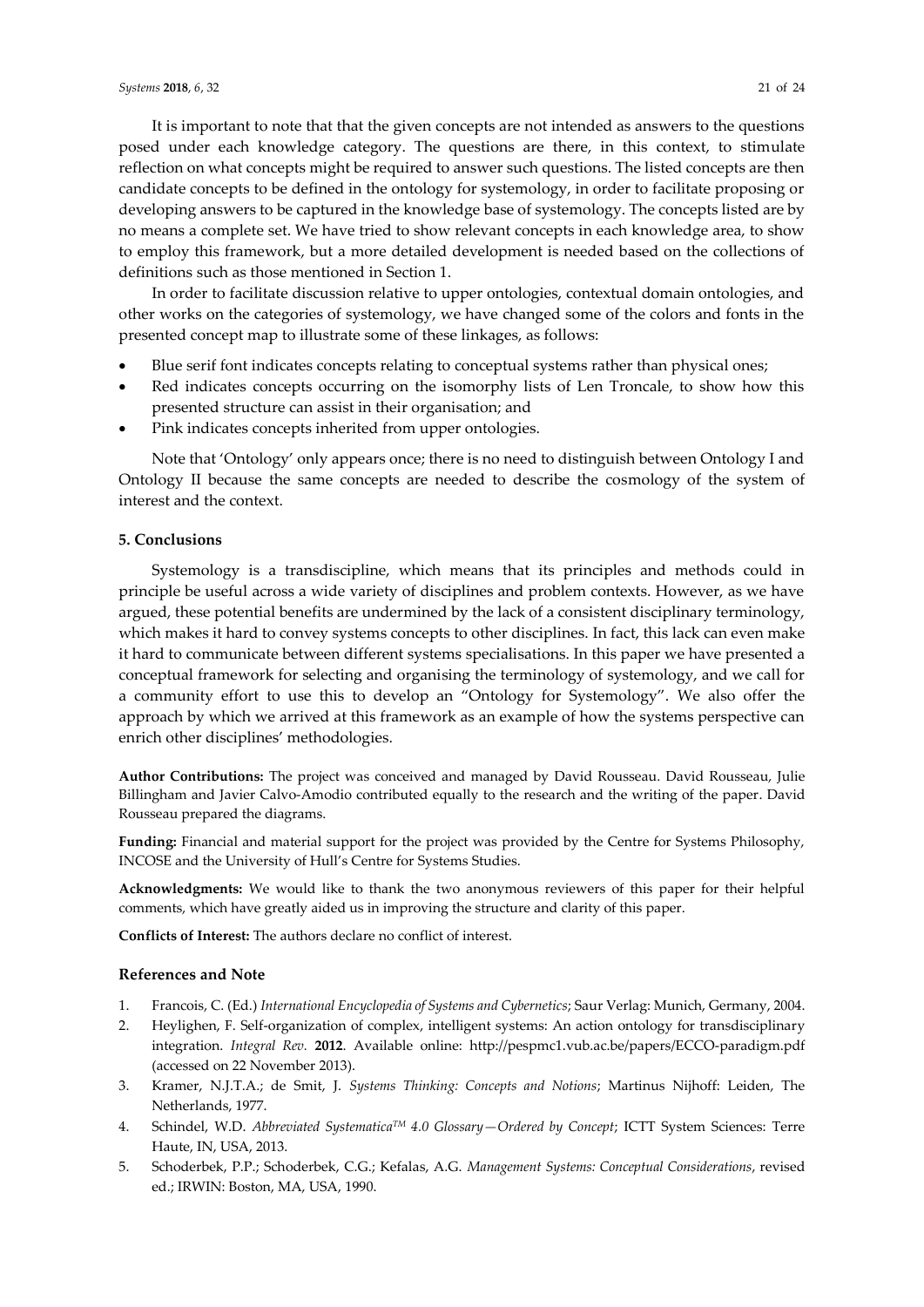It is important to note that that the given concepts are not intended as answers to the questions posed under each knowledge category. The questions are there, in this context, to stimulate reflection on what concepts might be required to answer such questions. The listed concepts are then candidate concepts to be defined in the ontology for systemology, in order to facilitate proposing or developing answers to be captured in the knowledge base of systemology. The concepts listed are by no means a complete set. We have tried to show relevant concepts in each knowledge area, to show to employ this framework, but a more detailed development is needed based on the collections of definitions such as those mentioned in Section 1.

In order to facilitate discussion relative to upper ontologies, contextual domain ontologies, and other works on the categories of systemology, we have changed some of the colors and fonts in the presented concept map to illustrate some of these linkages, as follows:

- Blue serif font indicates concepts relating to conceptual systems rather than physical ones;
- Red indicates concepts occurring on the isomorphy lists of Len Troncale, to show how this presented structure can assist in their organisation; and
- Pink indicates concepts inherited from upper ontologies.

Note that 'Ontology' only appears once; there is no need to distinguish between Ontology I and Ontology II because the same concepts are needed to describe the cosmology of the system of interest and the context.

## 5. Conclusions

Systemology is a transdiscipline, which means that its principles and methods could in principle be useful across a wide variety of disciplines and problem contexts. However, as we have argued, these potential benefits are undermined by the lack of a consistent disciplinary terminology, which makes it hard to convey systems concepts to other disciplines. In fact, this lack can even make it hard to communicate between different systems specialisations. In this paper we have presented a conceptual framework for selecting and organising the terminology of systemology, and we call for a community effort to use this to develop an "Ontology for Systemology". We also offer the approach by which we arrived at this framework as an example of how the systems perspective can enrich other disciplines' methodologies.

**Author Contributions:** The project was conceived and managed by David Rousseau. David Rousseau, Julie Billingham and Javier Calvo-Amodio contributed equally to the research and the writing of the paper. David Rousseau prepared the diagrams.

**Funding:** Financial and material support for the project was provided by the Centre for Systems Philosophy, INCOSE and the University of Hull's Centre for Systems Studies.

**Acknowledgments:** We would like to thank the two anonymous reviewers of this paper for their helpful comments, which have greatly aided us in improving the structure and clarity of this paper.

**Conflicts of Interest:** The authors declare no conflict of interest.

## References and Note

1. Francois, C. (Ed.) *International Encyclopedia of Systems and Cybernetics*; Saur Verlag: Munich, Germany, 2004.
2. Heylighen, F. Self-organization of complex, intelligent systems: An action ontology for transdisciplinary integration. *Integral Rev.* **2012**. Available online: http://pespmc1.vub.ac.be/papers/ECCO-paradigm.pdf (accessed on 22 November 2013).
3. Kramer, N.J.T.A.; de Smit, J. *Systems Thinking: Concepts and Notions*; Martinus Nijhoff: Leiden, The Netherlands, 1977.
4. Schindel, W.D. *Abbreviated Systematica™ 4.0 Glossary—Ordered by Concept*; ICTT System Sciences: Terre Haute, IN, USA, 2013.
5. Schoderbek, P.P.; Schoderbek, C.G.; Kefalas, A.G. *Management Systems: Conceptual Considerations*, revised ed.; IRWIN: Boston, MA, USA, 1990.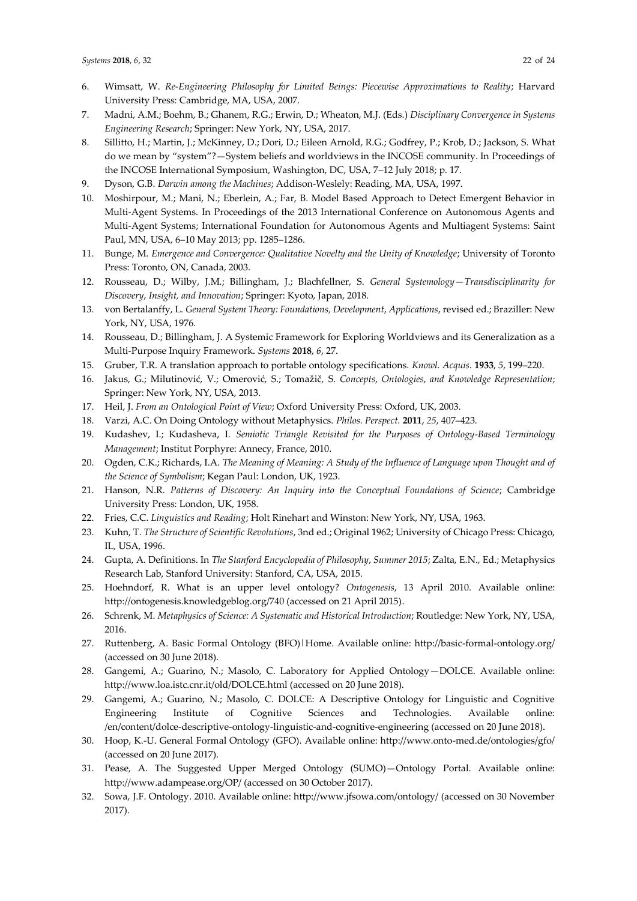6. Wimsatt, W. *Re-Engineering Philosophy for Limited Beings: Piecewise Approximations to Reality*; Harvard University Press: Cambridge, MA, USA, 2007.
7. Madni, A.M.; Boehm, B.; Ghanem, R.G.; Erwin, D.; Wheaton, M.J. (Eds.) *Disciplinary Convergence in Systems Engineering Research*; Springer: New York, NY, USA, 2017.
8. Sillitto, H.; Martin, J.; McKinney, D.; Dori, D.; Eileen Arnold, R.G.; Godfrey, P.; Krob, D.; Jackson, S. What do we mean by "system"?—System beliefs and worldviews in the INCOSE community. In Proceedings of the INCOSE International Symposium, Washington, DC, USA, 7–12 July 2018; p. 17.
9. Dyson, G.B. *Darwin among the Machines*; Addison-Wesley: Reading, MA, USA, 1997.
10. Moshirpour, M.; Mani, N.; Eberlein, A.; Far, B. Model Based Approach to Detect Emergent Behavior in Multi-Agent Systems. In Proceedings of the 2013 International Conference on Autonomous Agents and Multi-Agent Systems; International Foundation for Autonomous Agents and Multiagent Systems: Saint Paul, MN, USA, 6–10 May 2013; pp. 1285–1286.
11. Bunge, M. *Emergence and Convergence: Qualitative Novelty and the Unity of Knowledge*; University of Toronto Press: Toronto, ON, Canada, 2003.
12. Rousseau, D.; Wilby, J.M.; Billingham, J.; Blachfellner, S. *General Systemology—Transdisciplinarity for Discovery, Insight, and Innovation*; Springer: Kyoto, Japan, 2018.
13. von Bertalanffy, L. *General System Theory: Foundations, Development, Applications*, revised ed.; Braziller: New York, NY, USA, 1976.
14. Rousseau, D.; Billingham, J. A Systemic Framework for Exploring Worldviews and its Generalization as a Multi-Purpose Inquiry Framework. *Systems* **2018**, *6*, 27.
15. Gruber, T.R. A translation approach to portable ontology specifications. *Knowl. Acquis.* **1933**, *5*, 199–220.
16. Jakus, G.; Milutinović, V.; Omerović, S.; Tomažič, S. *Concepts, Ontologies, and Knowledge Representation*; Springer: New York, NY, USA, 2013.
17. Heil, J. *From an Ontological Point of View*; Oxford University Press: Oxford, UK, 2003.
18. Varzi, A.C. On Doing Ontology without Metaphysics. *Philos. Perspect.* **2011**, *25*, 407–423.
19. Kudashev, I.; Kudasheva, I. *Semiotic Triangle Revisited for the Purposes of Ontology-Based Terminology Management*; Institut Porphyre: Annecy, France, 2010.
20. Ogden, C.K.; Richards, I.A. *The Meaning of Meaning: A Study of the Influence of Language upon Thought and of the Science of Symbolism*; Kegan Paul: London, UK, 1923.
21. Hanson, N.R. *Patterns of Discovery: An Inquiry into the Conceptual Foundations of Science*; Cambridge University Press: London, UK, 1958.
22. Fries, C.C. *Linguistics and Reading*; Holt Rinehart and Winston: New York, NY, USA, 1963.
23. Kuhn, T. *The Structure of Scientific Revolutions*, 3nd ed.; Original 1962; University of Chicago Press: Chicago, IL, USA, 1996.
24. Gupta, A. Definitions. In *The Stanford Encyclopedia of Philosophy, Summer 2015*; Zalta, E.N., Ed.; Metaphysics Research Lab, Stanford University: Stanford, CA, USA, 2015.
25. Hoehndorf, R. What is an upper level ontology? *Ontogenesis*, 13 April 2010. Available online: http://ontogenesis.knowledgeblog.org/740 (accessed on 21 April 2015).
26. Schrenk, M. *Metaphysics of Science: A Systematic and Historical Introduction*; Routledge: New York, NY, USA, 2016.
27. Ruttenberg, A. Basic Formal Ontology (BFO)|Home. Available online: http://basic-formal-ontology.org/ (accessed on 30 June 2018).
28. Gangemi, A.; Guarino, N.; Masolo, C. Laboratory for Applied Ontology—DOLCE. Available online: http://www.loa.istc.cnr.it/old/DOLCE.html (accessed on 20 June 2018).
29. Gangemi, A.; Guarino, N.; Masolo, C. DOLCE: A Descriptive Ontology for Linguistic and Cognitive Engineering Institute of Cognitive Sciences and Technologies. Available online: /en/content/dolce-descriptive-ontology-linguistic-and-cognitive-engineering (accessed on 20 June 2018).
30. Hoop, K.-U. General Formal Ontology (GFO). Available online: http://www.onto-med.de/ontologies/gfo/ (accessed on 20 June 2017).
31. Pease, A. The Suggested Upper Merged Ontology (SUMO)—Ontology Portal. Available online: http://www.adampease.org/OP/ (accessed on 30 October 2017).
32. Sowa, J.F. Ontology. 2010. Available online: http://www.jfsowa.com/ontology/ (accessed on 30 November 2017).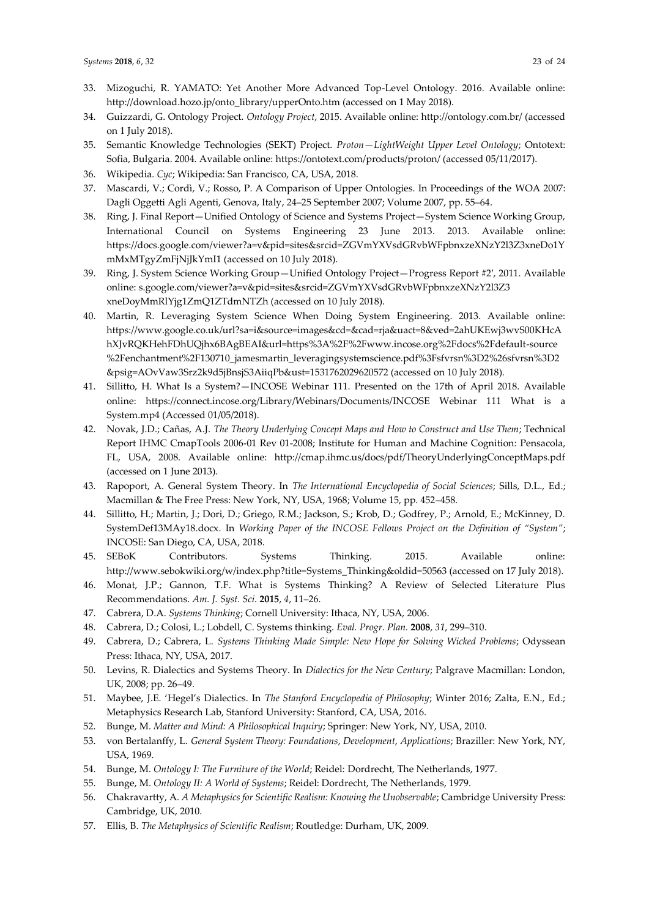33. Mizoguchi, R. YAMATO: Yet Another More Advanced Top-Level Ontology. 2016. Available online: http://download.hozo.jp/onto_library/upperOnto.htm (accessed on 1 May 2018).
34. Guizzardi, G. Ontology Project. *Ontology Project*, 2015. Available online: http://ontology.com.br/ (accessed on 1 July 2018).
35. Semantic Knowledge Technologies (SEKT) Project. *Proton—LightWeight Upper Level Ontology*; Ontotext: Sofia, Bulgaria. 2004. Available online: https://ontotext.com/products/proton/ (accessed 05/11/2017).
36. Wikipedia. *Cyc*; Wikipedia: San Francisco, CA, USA, 2018.
37. Mascardi, V.; Cordì, V.; Rosso, P. A Comparison of Upper Ontologies. In Proceedings of the WOA 2007: Dagli Oggetti Agli Agenti, Genova, Italy, 24–25 September 2007; Volume 2007, pp. 55–64.
38. Ring, J. Final Report—Unified Ontology of Science and Systems Project—System Science Working Group, International Council on Systems Engineering 23 June 2013. 2013. Available online: https://docs.google.com/viewer?a=v&pid=sites&srcid=ZGVmYXVsdGRvbWFpbnxzeXNzY2l3Z3xneDo1YmMxMTgyZmFjNjJkYmI1 (accessed on 10 July 2018).
39. Ring, J. System Science Working Group—Unified Ontology Project—Progress Report #2', 2011. Available online: s.google.com/viewer?a=v&pid=sites&srcid=ZGVmYXVsdGRvbWFpbnxzeXNzY2l3Z3xneDoyMmRlYjg1ZmQ1ZTdmNTZh (accessed on 10 July 2018).
40. Martin, R. Leveraging System Science When Doing System Engineering. 2013. Available online: https://www.google.co.uk/url?sa=i&source=images&cd=&cad=rja&uact=8&ved=2ahUKEwj3wvS00KHcAhXJvRQKHehFDhUQjhx6BAgBEAI&url=https%3A%2F%2Fwww.incose.org%2Fdocs%2Fdefault-source%2Fenchantment%2F130710_jamesmartin_leveragingsystemscience.pdf%3Fsfvrsn%3D2%26sfvrsn%3D2&psig=AOvVaw3Srz2k9d5jBnsjS3AiiqPb&ust=1531762029620572 (accessed on 10 July 2018).
41. Sillitto, H. What Is a System?—INCOSE Webinar 111. Presented on the 17th of April 2018. Available online: https://connect.incose.org/Library/Webinars/Documents/INCOSE Webinar 111 What is a System.mp4 (Accessed 01/05/2018).
42. Novak, J.D.; Cañas, A.J. *The Theory Underlying Concept Maps and How to Construct and Use Them*; Technical Report IHMC CmapTools 2006-01 Rev 01-2008; Institute for Human and Machine Cognition: Pensacola, FL, USA, 2008. Available online: http://cmap.ihmc.us/docs/pdf/TheoryUnderlyingConceptMaps.pdf (accessed on 1 June 2013).
43. Rapoport, A. General System Theory. In *The International Encyclopedia of Social Sciences*; Sills, D.L., Ed.; Macmillan & The Free Press: New York, NY, USA, 1968; Volume 15, pp. 452–458.
44. Sillitto, H.; Martin, J.; Dori, D.; Griego, R.M.; Jackson, S.; Krob, D.; Godfrey, P.; Arnold, E.; McKinney, D. SystemDef13MAy18.docx. In *Working Paper of the INCOSE Fellows Project on the Definition of "System"*; INCOSE: San Diego, CA, USA, 2018.
45. SEBoK Contributors. Systems Thinking. 2015. Available online: http://www.sebokwiki.org/w/index.php?title=Systems_Thinking&oldid=50563 (accessed on 17 July 2018).
46. Monat, J.P.; Gannon, T.F. What is Systems Thinking? A Review of Selected Literature Plus Recommendations. *Am. J. Syst. Sci.* **2015**, *4*, 11–26.
47. Cabrera, D.A. *Systems Thinking*; Cornell University: Ithaca, NY, USA, 2006.
48. Cabrera, D.; Colosi, L.; Lobdell, C. Systems thinking. *Eval. Progr. Plan.* **2008**, *31*, 299–310.
49. Cabrera, D.; Cabrera, L. *Systems Thinking Made Simple: New Hope for Solving Wicked Problems*; Odyssean Press: Ithaca, NY, USA, 2017.
50. Levins, R. Dialectics and Systems Theory. In *Dialectics for the New Century*; Palgrave Macmillan: London, UK, 2008; pp. 26–49.
51. Maybee, J.E. 'Hegel's Dialectics. In *The Stanford Encyclopedia of Philosophy*; Winter 2016; Zalta, E.N., Ed.; Metaphysics Research Lab, Stanford University: Stanford, CA, USA, 2016.
52. Bunge, M. *Matter and Mind: A Philosophical Inquiry*; Springer: New York, NY, USA, 2010.
53. von Bertalanffy, L. *General System Theory: Foundations, Development, Applications*; Braziller: New York, NY, USA, 1969.
54. Bunge, M. *Ontology I: The Furniture of the World*; Reidel: Dordrecht, The Netherlands, 1977.
55. Bunge, M. *Ontology II: A World of Systems*; Reidel: Dordrecht, The Netherlands, 1979.
56. Chakravartty, A. *A Metaphysics for Scientific Realism: Knowing the Unobservable*; Cambridge University Press: Cambridge, UK, 2010.
57. Ellis, B. *The Metaphysics of Scientific Realism*; Routledge: Durham, UK, 2009.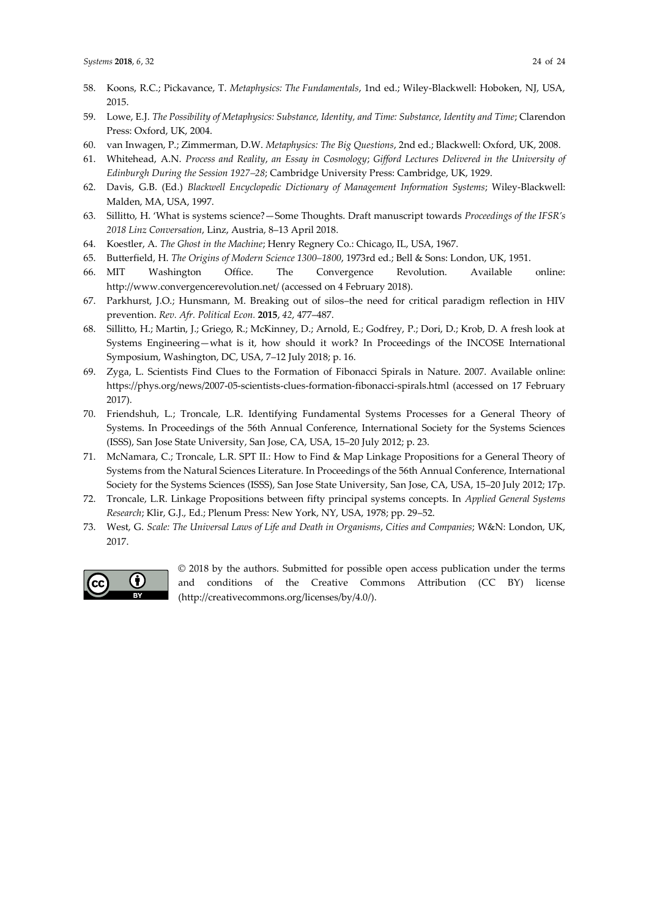58. Koons, R.C.; Pickavance, T. *Metaphysics: The Fundamentals*, 1nd ed.; Wiley-Blackwell: Hoboken, NJ, USA, 2015.
59. Lowe, E.J. *The Possibility of Metaphysics: Substance, Identity, and Time: Substance, Identity and Time*; Clarendon Press: Oxford, UK, 2004.
60. van Inwagen, P.; Zimmerman, D.W. *Metaphysics: The Big Questions*, 2nd ed.; Blackwell: Oxford, UK, 2008.
61. Whitehead, A.N. *Process and Reality*, *an Essay in Cosmology*; *Gifford Lectures Delivered in the University of Edinburgh During the Session 1927–28*; Cambridge University Press: Cambridge, UK, 1929.
62. Davis, G.B. (Ed.) *Blackwell Encyclopedic Dictionary of Management Information Systems*; Wiley-Blackwell: Malden, MA, USA, 1997.
63. Sillitto, H. 'What is systems science?—Some Thoughts. Draft manuscript towards *Proceedings of the IFSR's 2018 Linz Conversation*, Linz, Austria, 8–13 April 2018.
64. Koestler, A. *The Ghost in the Machine*; Henry Regnery Co.: Chicago, IL, USA, 1967.
65. Butterfield, H. *The Origins of Modern Science 1300–1800*, 1973rd ed.; Bell & Sons: London, UK, 1951.
66. MIT Washington Office. The Convergence Revolution. Available online: http://www.convergencerevolution.net/ (accessed on 4 February 2018).
67. Parkhurst, J.O.; Hunsmann, M. Breaking out of silos–the need for critical paradigm reflection in HIV prevention. *Rev. Afr. Political Econ.* **2015**, *42*, 477–487.
68. Sillitto, H.; Martin, J.; Griego, R.; McKinney, D.; Arnold, E.; Godfrey, P.; Dori, D.; Krob, D. A fresh look at Systems Engineering—what is it, how should it work? In Proceedings of the INCOSE International Symposium, Washington, DC, USA, 7–12 July 2018; p. 16.
69. Zyga, L. Scientists Find Clues to the Formation of Fibonacci Spirals in Nature. 2007. Available online: https://phys.org/news/2007-05-scientists-clues-formation-fibonacci-spirals.html (accessed on 17 February 2017).
70. Friendshuh, L.; Troncale, L.R. Identifying Fundamental Systems Processes for a General Theory of Systems. In Proceedings of the 56th Annual Conference, International Society for the Systems Sciences (ISSS), San Jose State University, San Jose, CA, USA, 15–20 July 2012; p. 23.
71. McNamara, C.; Troncale, L.R. SPT II.: How to Find & Map Linkage Propositions for a General Theory of Systems from the Natural Sciences Literature. In Proceedings of the 56th Annual Conference, International Society for the Systems Sciences (ISSS), San Jose State University, San Jose, CA, USA, 15–20 July 2012; 17p.
72. Troncale, L.R. Linkage Propositions between fifty principal systems concepts. In *Applied General Systems Research*; Klir, G.J., Ed.; Plenum Press: New York, NY, USA, 1978; pp. 29–52.
73. West, G. *Scale: The Universal Laws of Life and Death in Organisms*, *Cities and Companies*; W&N: London, UK, 2017.

© 2018 by the authors. Submitted for possible open access publication under the terms and conditions of the Creative Commons Attribution (CC BY) license (http://creativecommons.org/licenses/by/4.0/).